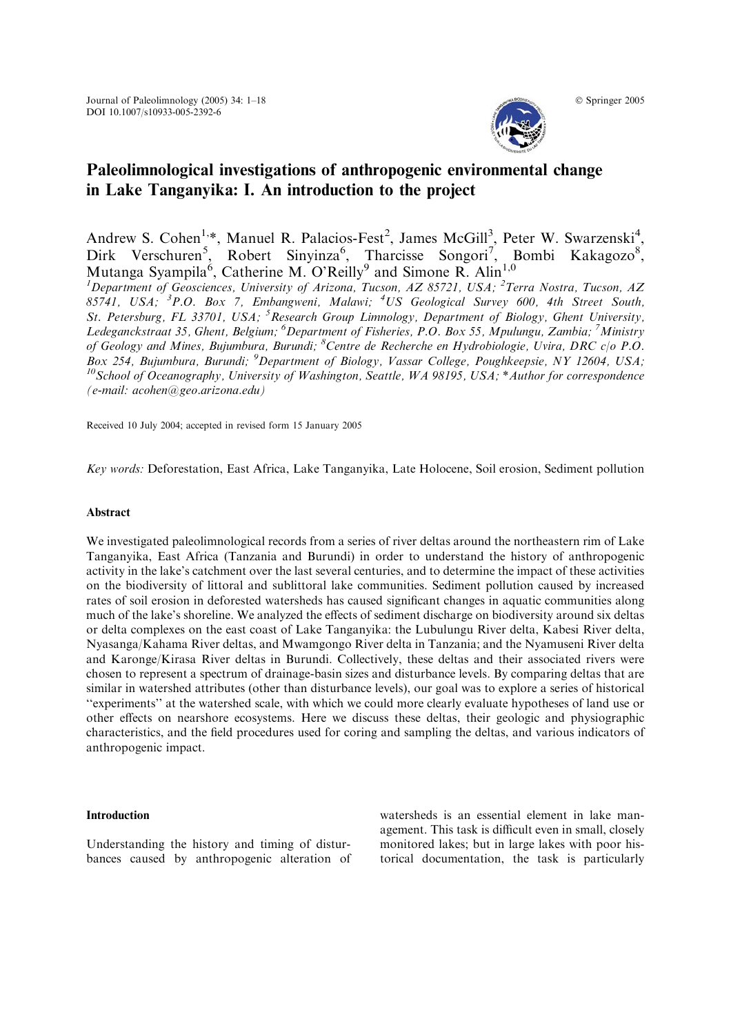# Paleolimnological investigations of anthropogenic environmental change in Lake Tanganyika: I. An introduction to the project

Andrew S. Cohen[1,*], Manuel R. Palacios-Fest[2], James McGill[3], Peter W. Swarzenski[4], Dirk Verschuren[5], Robert Sinyinza[6], Tharcisse Songori[7], Bombi Kakagozo[8], Mutanga Syampila[6], Catherine M. O'Reilly[9] and Simone R. Alin[1,0]

[1]Department of Geosciences, University of Arizona, Tucson, AZ 85721, USA; [2]Terra Nostra, Tucson, AZ 85741, USA; [3]P.O. Box 7, Embangweni, Malawi; [4]US Geological Survey 600, 4th Street South, St. Petersburg, FL 33701, USA; [5]Research Group Limnology, Department of Biology, Ghent University, Ledeganckstraat 35, Ghent, Belgium; [6]Department of Fisheries, P.O. Box 55, Mpulungu, Zambia; [7]Ministry of Geology and Mines, Bujumbura, Burundi; [8]Centre de Recherche en Hydrobiologie, Uvira, DRC c/o P.O. Box 254, Bujumbura, Burundi; [9]Department of Biology, Vassar College, Poughkeepsie, NY 12604, USA; [10]School of Oceanography, University of Washington, Seattle, WA 98195, USA; *Author for correspondence (e-mail: acohen@geo.arizona.edu)

Received 10 July 2004; accepted in revised form 15 January 2005

*Key words:* Deforestation, East Africa, Lake Tanganyika, Late Holocene, Soil erosion, Sediment pollution

## Abstract

We investigated paleolimnological records from a series of river deltas around the northeastern rim of Lake Tanganyika, East Africa (Tanzania and Burundi) in order to understand the history of anthropogenic activity in the lake's catchment over the last several centuries, and to determine the impact of these activities on the biodiversity of littoral and sublittoral lake communities. Sediment pollution caused by increased rates of soil erosion in deforested watersheds has caused significant changes in aquatic communities along much of the lake's shoreline. We analyzed the effects of sediment discharge on biodiversity around six deltas or delta complexes on the east coast of Lake Tanganyika: the Lubulungu River delta, Kabesi River delta, Nyasanga/Kahama River deltas, and Mwamgongo River delta in Tanzania; and the Nyamuseni River delta and Karonge/Kirasa River deltas in Burundi. Collectively, these deltas and their associated rivers were chosen to represent a spectrum of drainage-basin sizes and disturbance levels. By comparing deltas that are similar in watershed attributes (other than disturbance levels), our goal was to explore a series of historical ''experiments'' at the watershed scale, with which we could more clearly evaluate hypotheses of land use or other effects on nearshore ecosystems. Here we discuss these deltas, their geologic and physiographic characteristics, and the field procedures used for coring and sampling the deltas, and various indicators of anthropogenic impact.

## Introduction

Understanding the history and timing of disturbances caused by anthropogenic alteration of watersheds is an essential element in lake management. This task is difficult even in small, closely monitored lakes; but in large lakes with poor historical documentation, the task is particularly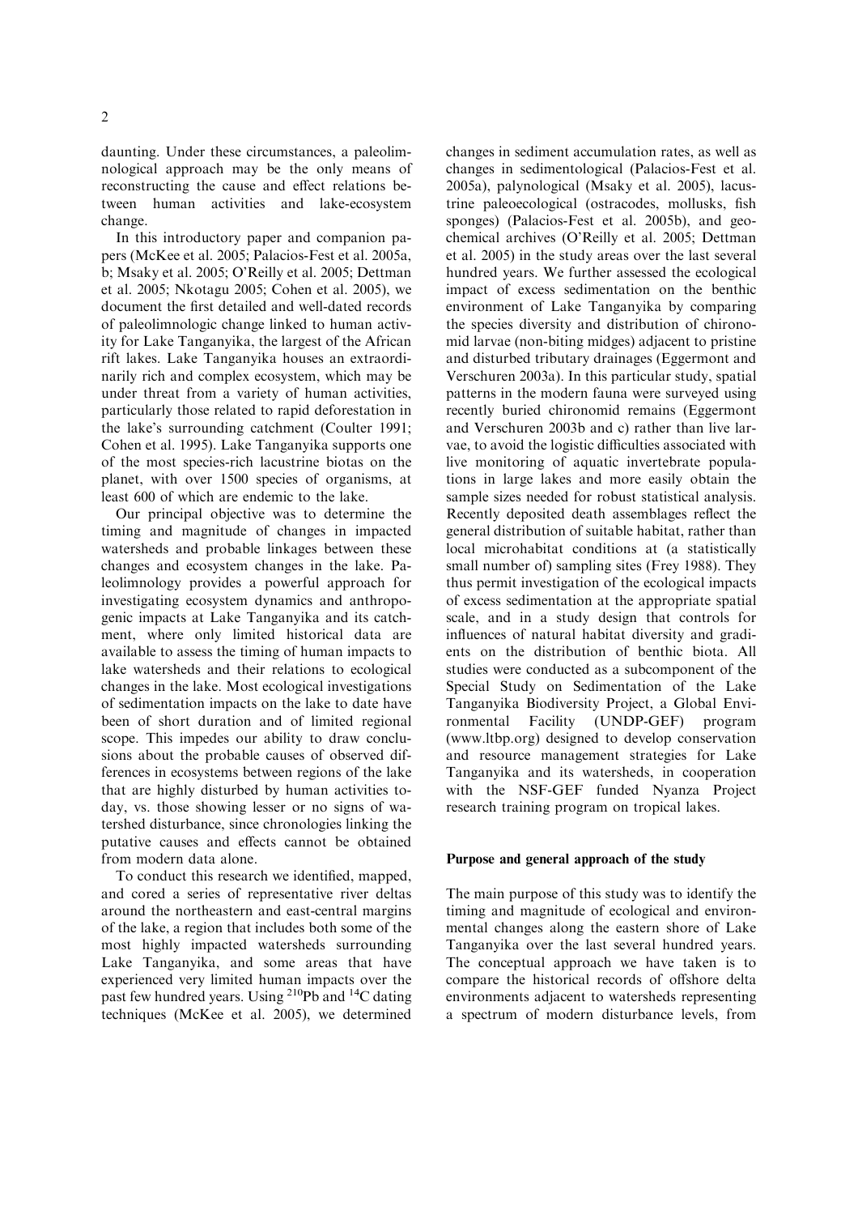daunting. Under these circumstances, a paleolimnological approach may be the only means of reconstructing the cause and effect relations between human activities and lake-ecosystem change.

In this introductory paper and companion papers (McKee et al. 2005; Palacios-Fest et al. 2005a, b; Msaky et al. 2005; O'Reilly et al. 2005; Dettman et al. 2005; Nkotagu 2005; Cohen et al. 2005), we document the first detailed and well-dated records of paleolimnologic change linked to human activity for Lake Tanganyika, the largest of the African rift lakes. Lake Tanganyika houses an extraordinarily rich and complex ecosystem, which may be under threat from a variety of human activities, particularly those related to rapid deforestation in the lake's surrounding catchment (Coulter 1991; Cohen et al. 1995). Lake Tanganyika supports one of the most species-rich lacustrine biotas on the planet, with over 1500 species of organisms, at least 600 of which are endemic to the lake.

Our principal objective was to determine the timing and magnitude of changes in impacted watersheds and probable linkages between these changes and ecosystem changes in the lake. Paleolimnology provides a powerful approach for investigating ecosystem dynamics and anthropogenic impacts at Lake Tanganyika and its catchment, where only limited historical data are available to assess the timing of human impacts to lake watersheds and their relations to ecological changes in the lake. Most ecological investigations of sedimentation impacts on the lake to date have been of short duration and of limited regional scope. This impedes our ability to draw conclusions about the probable causes of observed differences in ecosystems between regions of the lake that are highly disturbed by human activities today, vs. those showing lesser or no signs of watershed disturbance, since chronologies linking the putative causes and effects cannot be obtained from modern data alone.

To conduct this research we identified, mapped, and cored a series of representative river deltas around the northeastern and east-central margins of the lake, a region that includes both some of the most highly impacted watersheds surrounding Lake Tanganyika, and some areas that have experienced very limited human impacts over the past few hundred years. Using $^{210}$Pb and $^{14}$C dating techniques (McKee et al. 2005), we determined changes in sediment accumulation rates, as well as changes in sedimentological (Palacios-Fest et al. 2005a), palynological (Msaky et al. 2005), lacustrine paleoecological (ostracodes, mollusks, fish sponges) (Palacios-Fest et al. 2005b), and geochemical archives (O'Reilly et al. 2005; Dettman et al. 2005) in the study areas over the last several hundred years. We further assessed the ecological impact of excess sedimentation on the benthic environment of Lake Tanganyika by comparing the species diversity and distribution of chironomid larvae (non-biting midges) adjacent to pristine and disturbed tributary drainages (Eggermont and Verschuren 2003a). In this particular study, spatial patterns in the modern fauna were surveyed using recently buried chironomid remains (Eggermont and Verschuren 2003b and c) rather than live larvae, to avoid the logistic difficulties associated with live monitoring of aquatic invertebrate populations in large lakes and more easily obtain the sample sizes needed for robust statistical analysis. Recently deposited death assemblages reflect the general distribution of suitable habitat, rather than local microhabitat conditions at (a statistically small number of) sampling sites (Frey 1988). They thus permit investigation of the ecological impacts of excess sedimentation at the appropriate spatial scale, and in a study design that controls for influences of natural habitat diversity and gradients on the distribution of benthic biota. All studies were conducted as a subcomponent of the Special Study on Sedimentation of the Lake Tanganyika Biodiversity Project, a Global Environmental Facility (UNDP-GEF) program (www.ltbp.org) designed to develop conservation and resource management strategies for Lake Tanganyika and its watersheds, in cooperation with the NSF-GEF funded Nyanza Project research training program on tropical lakes.

## Purpose and general approach of the study

The main purpose of this study was to identify the timing and magnitude of ecological and environmental changes along the eastern shore of Lake Tanganyika over the last several hundred years. The conceptual approach we have taken is to compare the historical records of offshore delta environments adjacent to watersheds representing a spectrum of modern disturbance levels, from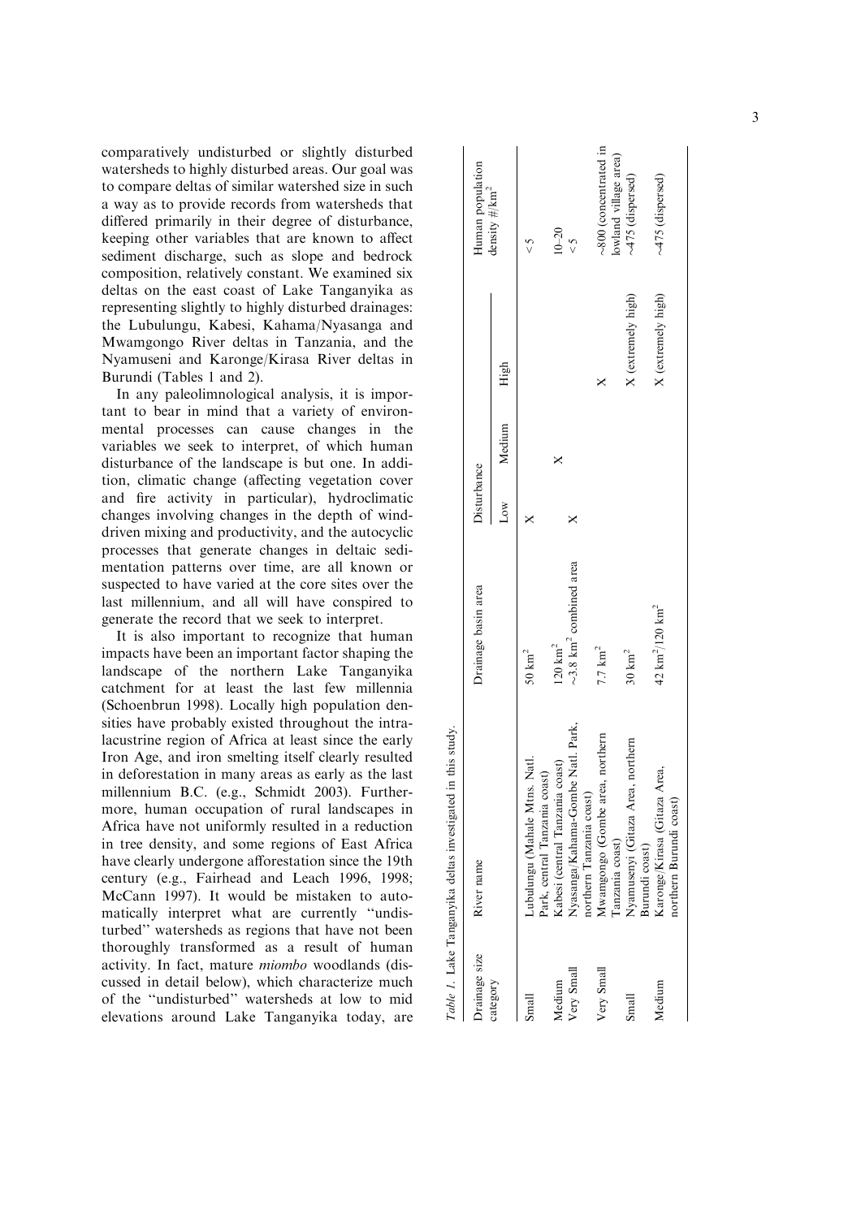comparatively undisturbed or slightly disturbed watersheds to highly disturbed areas. Our goal was to compare deltas of similar watershed size in such a way as to provide records from watersheds that differed primarily in their degree of disturbance, keeping other variables that are known to affect sediment discharge, such as slope and bedrock composition, relatively constant. We examined six deltas on the east coast of Lake Tanganyika as representing slightly to highly disturbed drainages: the Lubulungu, Kabesi, Kahama/Nyasanga and Mwamgongo River deltas in Tanzania, and the Nyamuseni and Karonge/Kirasa River deltas in Burundi (Tables 1 and 2).

In any paleolimnological analysis, it is important to bear in mind that a variety of environmental processes can cause changes in the variables we seek to interpret, of which human disturbance of the landscape is but one. In addition, climatic change (affecting vegetation cover and fire activity in particular), hydroclimatic changes involving changes in the depth of wind-driven mixing and productivity, and the autocyclic processes that generate changes in deltaic sedimentation patterns over time, are all known or suspected to have varied at the core sites over the last millennium, and all will have conspired to generate the record that we seek to interpret.

It is also important to recognize that human impacts have been an important factor shaping the landscape of the northern Lake Tanganyika catchment for at least the last few millennia (Schoenbrun 1998). Locally high population densities have probably existed throughout the intralacustrine region of Africa at least since the early Iron Age, and iron smelting itself clearly resulted in deforestation in many areas as early as the last millennium B.C. (e.g., Schmidt 2003). Furthermore, human occupation of rural landscapes in Africa have not uniformly resulted in a reduction in tree density, and some regions of East Africa have clearly undergone afforestation since the 19th century (e.g., Fairhead and Leach 1996, 1998; McCann 1997). It would be mistaken to automatically interpret what are currently "undisturbed" watersheds as regions that have not been thoroughly transformed as a result of human activity. In fact, mature *miombo* woodlands (discussed in detail below), which characterize much of the "undisturbed" watersheds at low to mid elevations around Lake Tanganyika today, are

*Table 1.* Lake Tanganyika deltas investigated in this study.

| Drainage size category | River name | Drainage basin area | Disturbance | | | Human population density #/km$^2$ |
|---|---|---|---|---|---|---|
| | | | Low | Medium | High | |
| Small | Lubulungu (Mahale Mtns. Natl. Park, central Tanzania coast) | 50 km$^2$ | X | | | < 5 |
| Medium | Kabesi (central Tanzania coast) | 120 km$^2$ | | X | | 10–20 |
| Very Small | Nyasanga/Kahama-Gombe Natl. Park, northern Tanzania coast) | ~3.8 km$^2$ combined area | X | | | < 5 |
| Very Small | Mwamgongo (Gombe area, northern Tanzania coast) | 7.7 km$^2$ | | | X | ~800 (concentrated in lowland village area) |
| Small | Nyamusenyi (Gitaza Area, northern Burundi coast) | 30 km$^2$ | | | X (extremely high) | ~475 (dispersed) |
| Medium | Karonge/Kirasa (Gitaza Area, northern Burundi coast) | 42 km$^2$/120 km$^2$ | | | X (extremely high) | ~475 (dispersed) |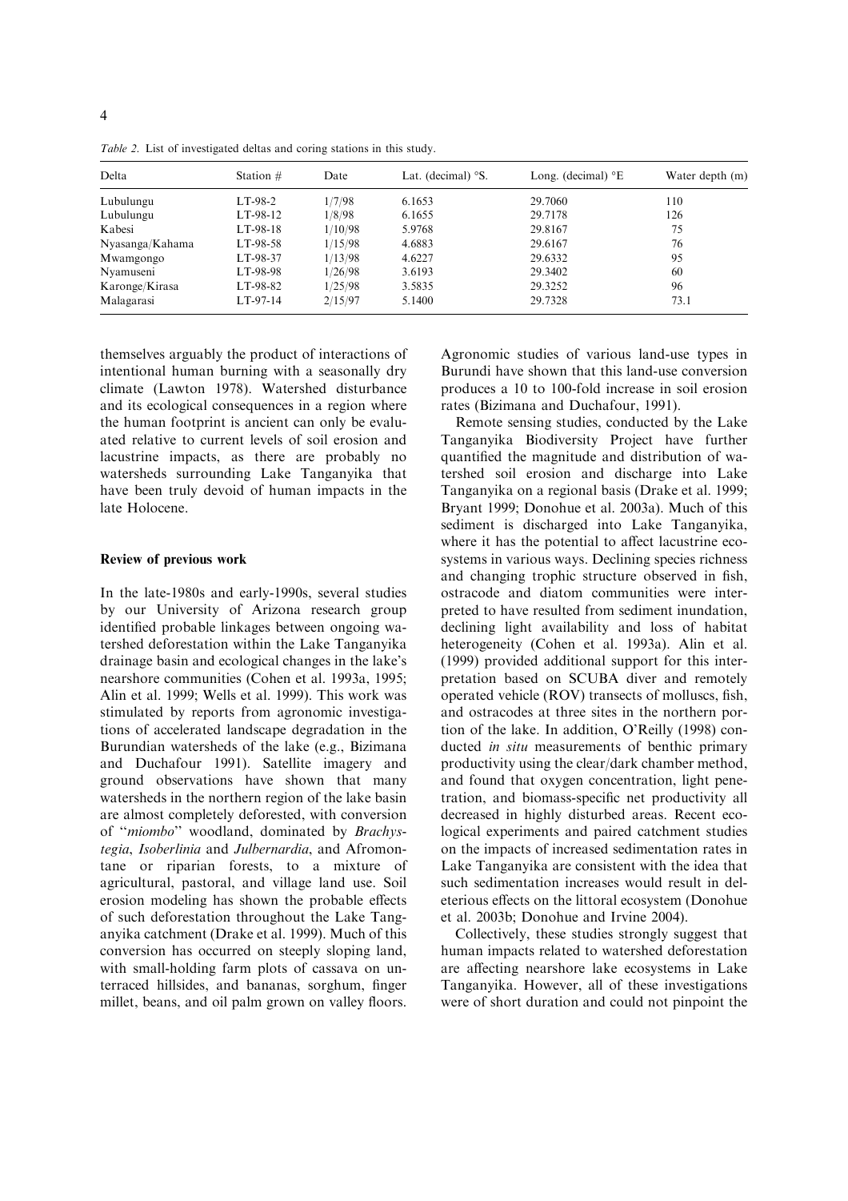*Table 2.* List of investigated deltas and coring stations in this study.

| Delta | Station # | Date | Lat. (decimal) °S. | Long. (decimal) °E | Water depth (m) |
|---|---|---|---|---|---|
| Lubulungu | LT-98-2 | 1/7/98 | 6.1653 | 29.7060 | 110 |
| Lubulungu | LT-98-12 | 1/8/98 | 6.1655 | 29.7178 | 126 |
| Kabesi | LT-98-18 | 1/10/98 | 5.9768 | 29.8167 | 75 |
| Nyasanga/Kahama | LT-98-58 | 1/15/98 | 4.6883 | 29.6167 | 76 |
| Mwamgongo | LT-98-37 | 1/13/98 | 4.6227 | 29.6332 | 95 |
| Nyamuseni | LT-98-98 | 1/26/98 | 3.6193 | 29.3402 | 60 |
| Karonge/Kirasa | LT-98-82 | 1/25/98 | 3.5835 | 29.3252 | 96 |
| Malagarasi | LT-97-14 | 2/15/97 | 5.1400 | 29.7328 | 73.1 |

themselves arguably the product of interactions of intentional human burning with a seasonally dry climate (Lawton 1978). Watershed disturbance and its ecological consequences in a region where the human footprint is ancient can only be evaluated relative to current levels of soil erosion and lacustrine impacts, as there are probably no watersheds surrounding Lake Tanganyika that have been truly devoid of human impacts in the late Holocene.

## Review of previous work

In the late-1980s and early-1990s, several studies by our University of Arizona research group identified probable linkages between ongoing watershed deforestation within the Lake Tanganyika drainage basin and ecological changes in the lake's nearshore communities (Cohen et al. 1993a, 1995; Alin et al. 1999; Wells et al. 1999). This work was stimulated by reports from agronomic investigations of accelerated landscape degradation in the Burundian watersheds of the lake (e.g., Bizimana and Duchafour 1991). Satellite imagery and ground observations have shown that many watersheds in the northern region of the lake basin are almost completely deforested, with conversion of "*miombo*" woodland, dominated by *Brachystegia*, *Isoberlinia* and *Julbernardia*, and Afromontane or riparian forests, to a mixture of agricultural, pastoral, and village land use. Soil erosion modeling has shown the probable effects of such deforestation throughout the Lake Tanganyika catchment (Drake et al. 1999). Much of this conversion has occurred on steeply sloping land, with small-holding farm plots of cassava on unterraced hillsides, and bananas, sorghum, finger millet, beans, and oil palm grown on valley floors. Agronomic studies of various land-use types in Burundi have shown that this land-use conversion produces a 10 to 100-fold increase in soil erosion rates (Bizimana and Duchafour, 1991).

Remote sensing studies, conducted by the Lake Tanganyika Biodiversity Project have further quantified the magnitude and distribution of watershed soil erosion and discharge into Lake Tanganyika on a regional basis (Drake et al. 1999; Bryant 1999; Donohue et al. 2003a). Much of this sediment is discharged into Lake Tanganyika, where it has the potential to affect lacustrine ecosystems in various ways. Declining species richness and changing trophic structure observed in fish, ostracode and diatom communities were interpreted to have resulted from sediment inundation, declining light availability and loss of habitat heterogeneity (Cohen et al. 1993a). Alin et al. (1999) provided additional support for this interpretation based on SCUBA diver and remotely operated vehicle (ROV) transects of molluscs, fish, and ostracodes at three sites in the northern portion of the lake. In addition, O'Reilly (1998) conducted *in situ* measurements of benthic primary productivity using the clear/dark chamber method, and found that oxygen concentration, light penetration, and biomass-specific net productivity all decreased in highly disturbed areas. Recent ecological experiments and paired catchment studies on the impacts of increased sedimentation rates in Lake Tanganyika are consistent with the idea that such sedimentation increases would result in deleterious effects on the littoral ecosystem (Donohue et al. 2003b; Donohue and Irvine 2004).

Collectively, these studies strongly suggest that human impacts related to watershed deforestation are affecting nearshore lake ecosystems in Lake Tanganyika. However, all of these investigations were of short duration and could not pinpoint the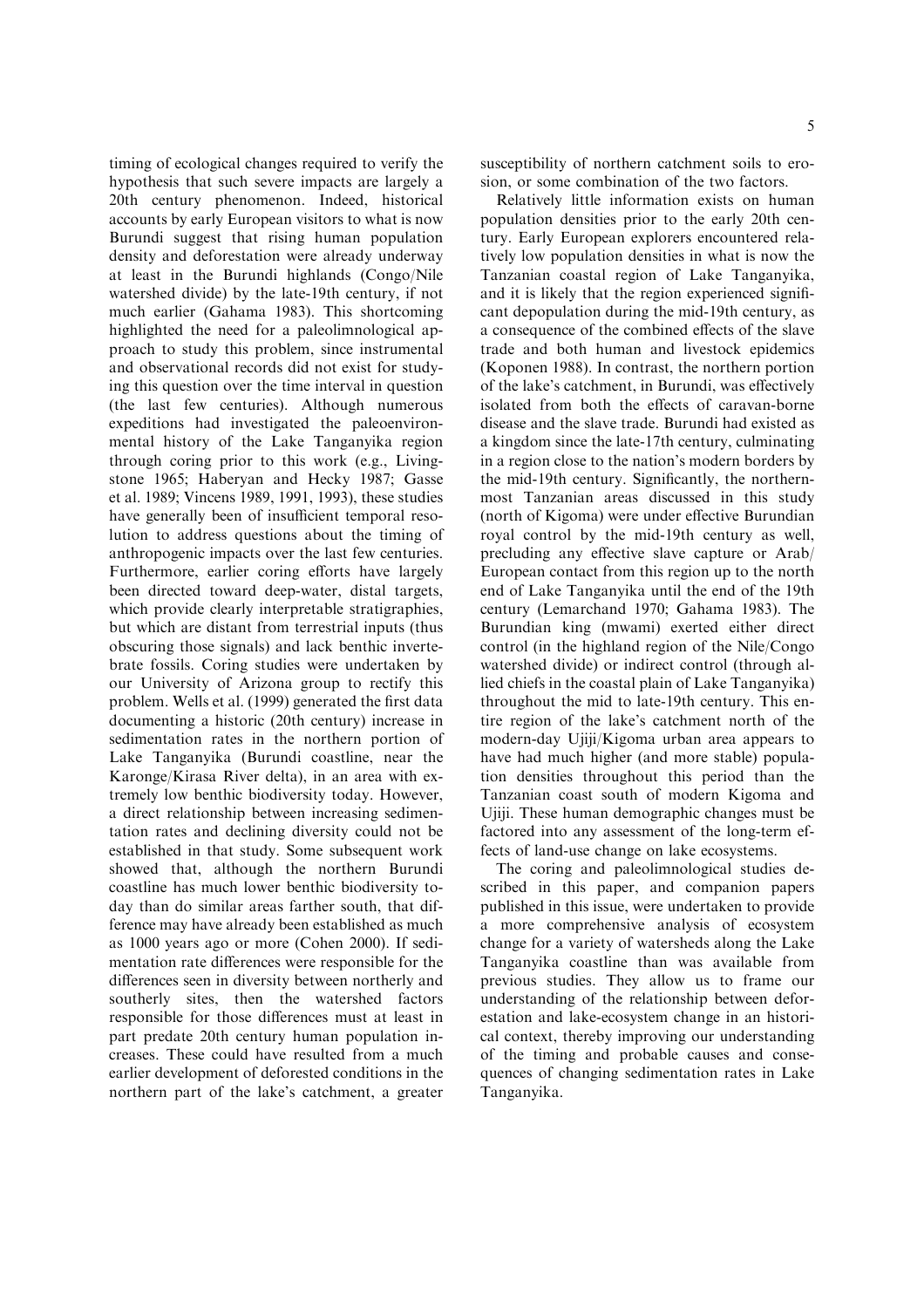timing of ecological changes required to verify the hypothesis that such severe impacts are largely a 20th century phenomenon. Indeed, historical accounts by early European visitors to what is now Burundi suggest that rising human population density and deforestation were already underway at least in the Burundi highlands (Congo/Nile watershed divide) by the late-19th century, if not much earlier (Gahama 1983). This shortcoming highlighted the need for a paleolimnological approach to study this problem, since instrumental and observational records did not exist for studying this question over the time interval in question (the last few centuries). Although numerous expeditions had investigated the paleoenvironmental history of the Lake Tanganyika region through coring prior to this work (e.g., Livingstone 1965; Haberyan and Hecky 1987; Gasse et al. 1989; Vincens 1989, 1991, 1993), these studies have generally been of insufficient temporal resolution to address questions about the timing of anthropogenic impacts over the last few centuries. Furthermore, earlier coring efforts have largely been directed toward deep-water, distal targets, which provide clearly interpretable stratigraphies, but which are distant from terrestrial inputs (thus obscuring those signals) and lack benthic invertebrate fossils. Coring studies were undertaken by our University of Arizona group to rectify this problem. Wells et al. (1999) generated the first data documenting a historic (20th century) increase in sedimentation rates in the northern portion of Lake Tanganyika (Burundi coastline, near the Karonge/Kirasa River delta), in an area with extremely low benthic biodiversity today. However, a direct relationship between increasing sedimentation rates and declining diversity could not be established in that study. Some subsequent work showed that, although the northern Burundi coastline has much lower benthic biodiversity today than do similar areas farther south, that difference may have already been established as much as 1000 years ago or more (Cohen 2000). If sedimentation rate differences were responsible for the differences seen in diversity between northerly and southerly sites, then the watershed factors responsible for those differences must at least in part predate 20th century human population increases. These could have resulted from a much earlier development of deforested conditions in the northern part of the lake's catchment, a greater susceptibility of northern catchment soils to erosion, or some combination of the two factors.

Relatively little information exists on human population densities prior to the early 20th century. Early European explorers encountered relatively low population densities in what is now the Tanzanian coastal region of Lake Tanganyika, and it is likely that the region experienced significant depopulation during the mid-19th century, as a consequence of the combined effects of the slave trade and both human and livestock epidemics (Koponen 1988). In contrast, the northern portion of the lake's catchment, in Burundi, was effectively isolated from both the effects of caravan-borne disease and the slave trade. Burundi had existed as a kingdom since the late-17th century, culminating in a region close to the nation's modern borders by the mid-19th century. Significantly, the northernmost Tanzanian areas discussed in this study (north of Kigoma) were under effective Burundian royal control by the mid-19th century as well, precluding any effective slave capture or Arab/European contact from this region up to the north end of Lake Tanganyika until the end of the 19th century (Lemarchand 1970; Gahama 1983). The Burundian king (mwami) exerted either direct control (in the highland region of the Nile/Congo watershed divide) or indirect control (through allied chiefs in the coastal plain of Lake Tanganyika) throughout the mid to late-19th century. This entire region of the lake's catchment north of the modern-day Ujiji/Kigoma urban area appears to have had much higher (and more stable) population densities throughout this period than the Tanzanian coast south of modern Kigoma and Ujiji. These human demographic changes must be factored into any assessment of the long-term effects of land-use change on lake ecosystems.

The coring and paleolimnological studies described in this paper, and companion papers published in this issue, were undertaken to provide a more comprehensive analysis of ecosystem change for a variety of watersheds along the Lake Tanganyika coastline than was available from previous studies. They allow us to frame our understanding of the relationship between deforestation and lake-ecosystem change in an historical context, thereby improving our understanding of the timing and probable causes and consequences of changing sedimentation rates in Lake Tanganyika.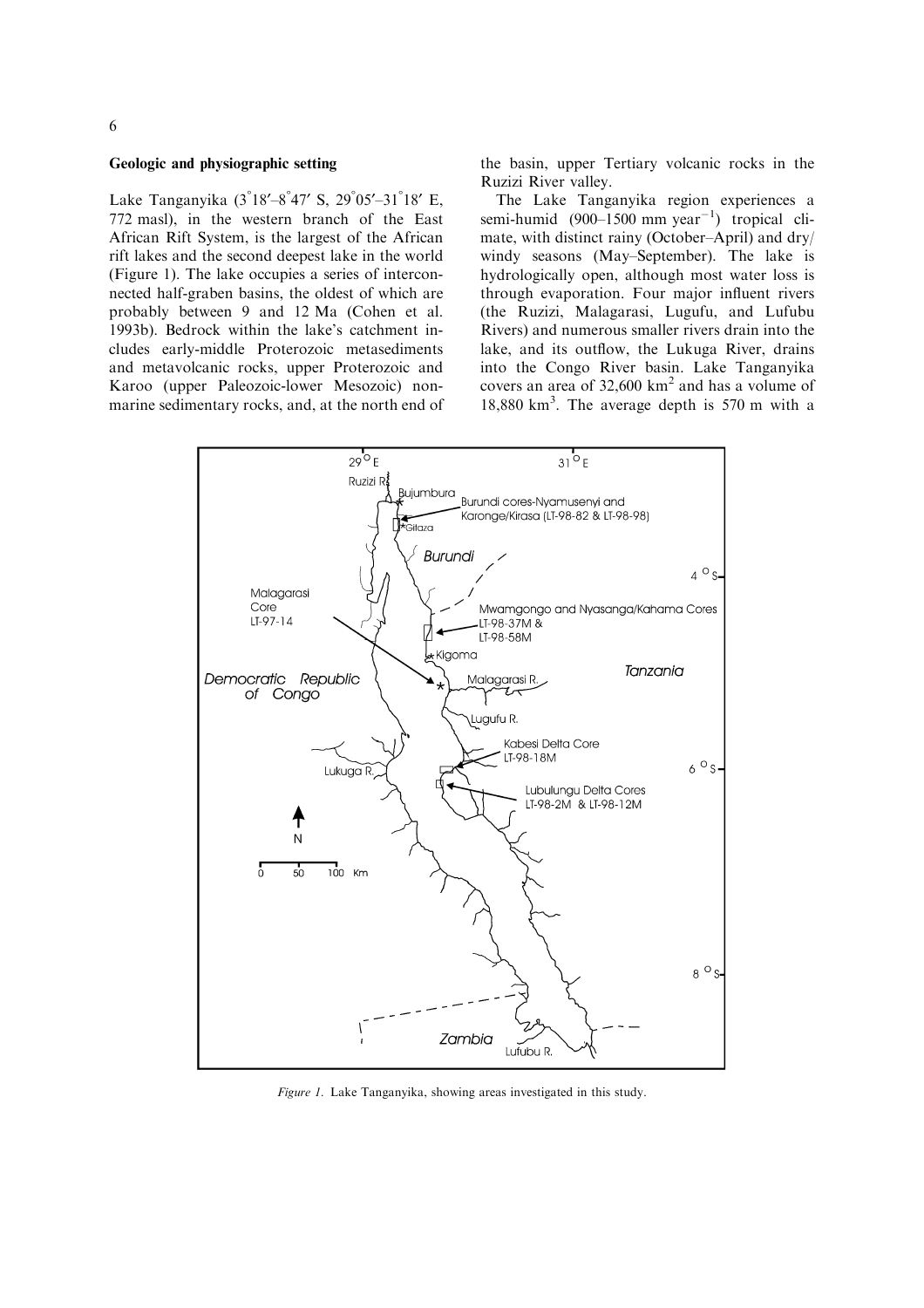## Geologic and physiographic setting

Lake Tanganyika (3°18′–8°47′ S, 29°05′–31°18′ E, 772 masl), in the western branch of the East African Rift System, is the largest of the African rift lakes and the second deepest lake in the world (Figure 1). The lake occupies a series of interconnected half-graben basins, the oldest of which are probably between 9 and 12 Ma (Cohen et al. 1993b). Bedrock within the lake's catchment includes early-middle Proterozoic metasediments and metavolcanic rocks, upper Proterozoic and Karoo (upper Paleozoic-lower Mesozoic) nonmarine sedimentary rocks, and, at the north end of the basin, upper Tertiary volcanic rocks in the Ruzizi River valley.

The Lake Tanganyika region experiences a semi-humid (900–1500 mm year$^{-1}$) tropical climate, with distinct rainy (October–April) and dry/windy seasons (May–September). The lake is hydrologically open, although most water loss is through evaporation. Four major influent rivers (the Ruzizi, Malagarasi, Lugufu, and Lufubu Rivers) and numerous smaller rivers drain into the lake, and its outflow, the Lukuga River, drains into the Congo River basin. Lake Tanganyika covers an area of 32,600 km$^2$ and has a volume of 18,880 km$^3$. The average depth is 570 m with a

*Figure 1.* Lake Tanganyika, showing areas investigated in this study.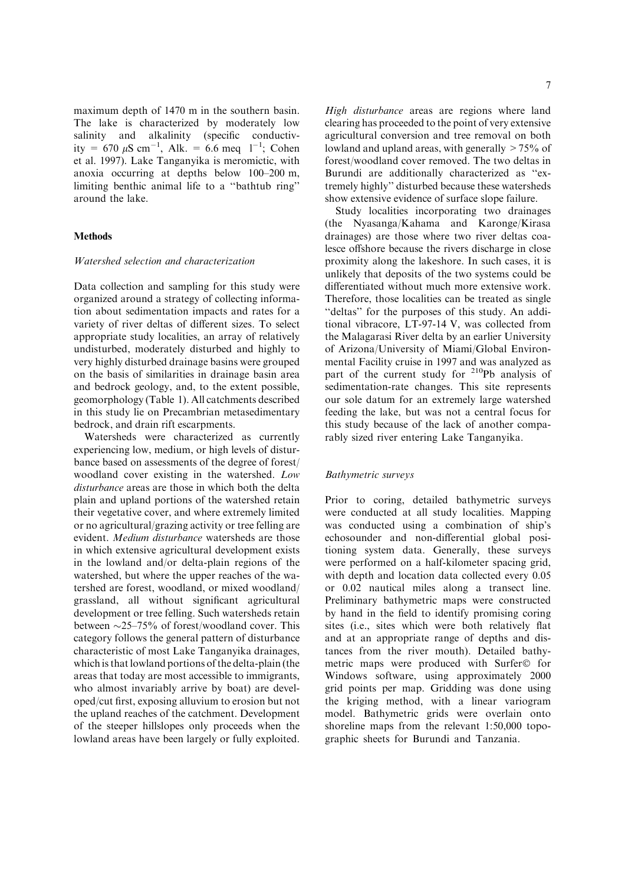maximum depth of 1470 m in the southern basin. The lake is characterized by moderately low salinity and alkalinity (specific conductivity = 670 $\mu S\ cm^{-1}$, Alk. = 6.6 meq $l^{-1}$; Cohen et al. 1997). Lake Tanganyika is meromictic, with anoxia occurring at depths below 100–200 m, limiting benthic animal life to a ''bathtub ring'' around the lake.

## Methods

### *Watershed selection and characterization*

Data collection and sampling for this study were organized around a strategy of collecting information about sedimentation impacts and rates for a variety of river deltas of different sizes. To select appropriate study localities, an array of relatively undisturbed, moderately disturbed and highly to very highly disturbed drainage basins were grouped on the basis of similarities in drainage basin area and bedrock geology, and, to the extent possible, geomorphology (Table 1). All catchments described in this study lie on Precambrian metasedimentary bedrock, and drain rift escarpments.

Watersheds were characterized as currently experiencing low, medium, or high levels of disturbance based on assessments of the degree of forest/woodland cover existing in the watershed. *Low disturbance* areas are those in which both the delta plain and upland portions of the watershed retain their vegetative cover, and where extremely limited or no agricultural/grazing activity or tree felling are evident. *Medium disturbance* watersheds are those in which extensive agricultural development exists in the lowland and/or delta-plain regions of the watershed, but where the upper reaches of the watershed are forest, woodland, or mixed woodland/grassland, all without significant agricultural development or tree felling. Such watersheds retain between ~25–75% of forest/woodland cover. This category follows the general pattern of disturbance characteristic of most Lake Tanganyika drainages, which is that lowland portions of the delta-plain (the areas that today are most accessible to immigrants, who almost invariably arrive by boat) are developed/cut first, exposing alluvium to erosion but not the upland reaches of the catchment. Development of the steeper hillslopes only proceeds when the lowland areas have been largely or fully exploited. *High disturbance* areas are regions where land clearing has proceeded to the point of very extensive agricultural conversion and tree removal on both lowland and upland areas, with generally > 75% of forest/woodland cover removed. The two deltas in Burundi are additionally characterized as ''extremely highly'' disturbed because these watersheds show extensive evidence of surface slope failure.

Study localities incorporating two drainages (the Nyasanga/Kahama and Karonge/Kirasa drainages) are those where two river deltas coalesce offshore because the rivers discharge in close proximity along the lakeshore. In such cases, it is unlikely that deposits of the two systems could be differentiated without much more extensive work. Therefore, those localities can be treated as single ''deltas'' for the purposes of this study. An additional vibracore, LT-97-14 V, was collected from the Malagarasi River delta by an earlier University of Arizona/University of Miami/Global Environmental Facility cruise in 1997 and was analyzed as part of the current study for $^{210}Pb$ analysis of sedimentation-rate changes. This site represents our sole datum for an extremely large watershed feeding the lake, but was not a central focus for this study because of the lack of another comparably sized river entering Lake Tanganyika.

### *Bathymetric surveys*

Prior to coring, detailed bathymetric surveys were conducted at all study localities. Mapping was conducted using a combination of ship's echosounder and non-differential global positioning system data. Generally, these surveys were performed on a half-kilometer spacing grid, with depth and location data collected every 0.05 or 0.02 nautical miles along a transect line. Preliminary bathymetric maps were constructed by hand in the field to identify promising coring sites (i.e., sites which were both relatively flat and at an appropriate range of depths and distances from the river mouth). Detailed bathymetric maps were produced with Surfer© for Windows software, using approximately 2000 grid points per map. Gridding was done using the kriging method, with a linear variogram model. Bathymetric grids were overlain onto shoreline maps from the relevant 1:50,000 topographic sheets for Burundi and Tanzania.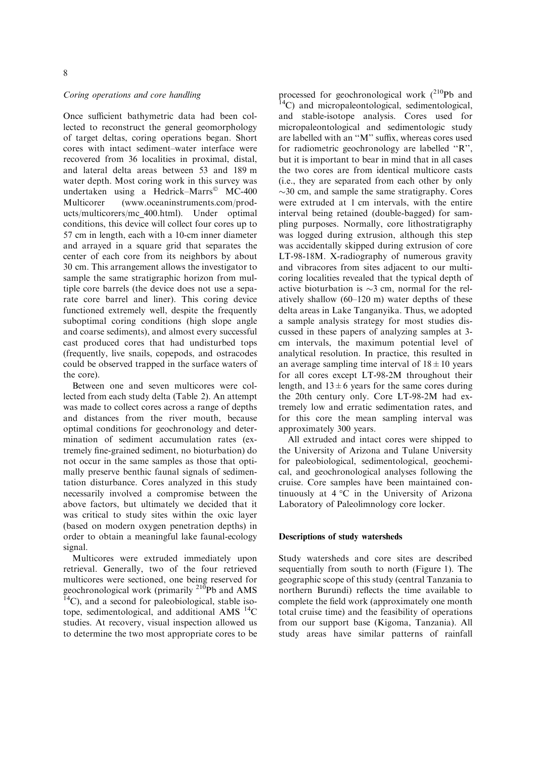*Coring operations and core handling*

Once sufficient bathymetric data had been collected to reconstruct the general geomorphology of target deltas, coring operations began. Short cores with intact sediment–water interface were recovered from 36 localities in proximal, distal, and lateral delta areas between 53 and 189 m water depth. Most coring work in this survey was undertaken using a Hedrick–Marrs© MC-400 Multicorer (www.oceaninstruments.com/products/multicorers/mc_400.html). Under optimal conditions, this device will collect four cores up to 57 cm in length, each with a 10-cm inner diameter and arrayed in a square grid that separates the center of each core from its neighbors by about 30 cm. This arrangement allows the investigator to sample the same stratigraphic horizon from multiple core barrels (the device does not use a separate core barrel and liner). This coring device functioned extremely well, despite the frequently suboptimal coring conditions (high slope angle and coarse sediments), and almost every successful cast produced cores that had undisturbed tops (frequently, live snails, copepods, and ostracodes could be observed trapped in the surface waters of the core).

Between one and seven multicores were collected from each study delta (Table 2). An attempt was made to collect cores across a range of depths and distances from the river mouth, because optimal conditions for geochronology and determination of sediment accumulation rates (extremely fine-grained sediment, no bioturbation) do not occur in the same samples as those that optimally preserve benthic faunal signals of sedimentation disturbance. Cores analyzed in this study necessarily involved a compromise between the above factors, but ultimately we decided that it was critical to study sites within the oxic layer (based on modern oxygen penetration depths) in order to obtain a meaningful lake faunal-ecology signal.

Multicores were extruded immediately upon retrieval. Generally, two of the four retrieved multicores were sectioned, one being reserved for geochronological work (primarily $^{210}$Pb and AMS $^{14}$C), and a second for paleobiological, stable isotope, sedimentological, and additional AMS $^{14}$C studies. At recovery, visual inspection allowed us to determine the two most appropriate cores to be processed for geochronological work ($^{210}$Pb and $^{14}$C) and micropaleontological, sedimentological, and stable-isotope analysis. Cores used for micropaleontological and sedimentologic study are labelled with an "M" suffix, whereas cores used for radiometric geochronology are labelled "R", but it is important to bear in mind that in all cases the two cores are from identical multicore casts (i.e., they are separated from each other by only ~30 cm, and sample the same stratigraphy. Cores were extruded at 1 cm intervals, with the entire interval being retained (double-bagged) for sampling purposes. Normally, core lithostratigraphy was logged during extrusion, although this step was accidentally skipped during extrusion of core LT-98-18M. X-radiography of numerous gravity and vibracores from sites adjacent to our multicoring localities revealed that the typical depth of active bioturbation is ~3 cm, normal for the relatively shallow (60–120 m) water depths of these delta areas in Lake Tanganyika. Thus, we adopted a sample analysis strategy for most studies discussed in these papers of analyzing samples at 3-cm intervals, the maximum potential level of analytical resolution. In practice, this resulted in an average sampling time interval of $18 \pm 10$ years for all cores except LT-98-2M throughout their length, and $13 \pm 6$ years for the same cores during the 20th century only. Core LT-98-2M had extremely low and erratic sedimentation rates, and for this core the mean sampling interval was approximately 300 years.

All extruded and intact cores were shipped to the University of Arizona and Tulane University for paleobiological, sedimentological, geochemical, and geochronological analyses following the cruise. Core samples have been maintained continuously at 4 °C in the University of Arizona Laboratory of Paleolimnology core locker.

## Descriptions of study watersheds

Study watersheds and core sites are described sequentially from south to north (Figure 1). The geographic scope of this study (central Tanzania to northern Burundi) reflects the time available to complete the field work (approximately one month total cruise time) and the feasibility of operations from our support base (Kigoma, Tanzania). All study areas have similar patterns of rainfall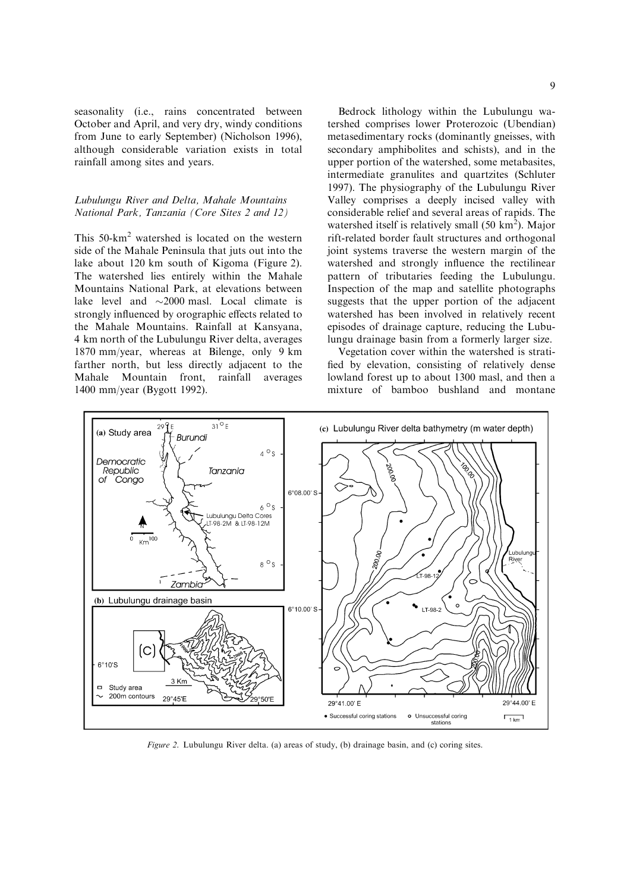seasonality (i.e., rains concentrated between October and April, and very dry, windy conditions from June to early September) (Nicholson 1996), although considerable variation exists in total rainfall among sites and years.

### *Lubulungu River and Delta, Mahale Mountains National Park, Tanzania (Core Sites 2 and 12)*

This 50-km$^2$ watershed is located on the western side of the Mahale Peninsula that juts out into the lake about 120 km south of Kigoma (Figure 2). The watershed lies entirely within the Mahale Mountains National Park, at elevations between lake level and ~2000 masl. Local climate is strongly influenced by orographic effects related to the Mahale Mountains. Rainfall at Kansyana, 4 km north of the Lubulungu River delta, averages 1870 mm/year, whereas at Bilenge, only 9 km farther north, but less directly adjacent to the Mahale Mountain front, rainfall averages 1400 mm/year (Bygott 1992).

Bedrock lithology within the Lubulungu watershed comprises lower Proterozoic (Ubendian) metasedimentary rocks (dominantly gneisses, with secondary amphibolites and schists), and in the upper portion of the watershed, some metabasites, intermediate granulites and quartzites (Schluter 1997). The physiography of the Lubulungu River Valley comprises a deeply incised valley with considerable relief and several areas of rapids. The watershed itself is relatively small (50 km$^2$). Major rift-related border fault structures and orthogonal joint systems traverse the western margin of the watershed and strongly influence the rectilinear pattern of tributaries feeding the Lubulungu. Inspection of the map and satellite photographs suggests that the upper portion of the adjacent watershed has been involved in relatively recent episodes of drainage capture, reducing the Lubulungu drainage basin from a formerly larger size.

Vegetation cover within the watershed is stratified by elevation, consisting of relatively dense lowland forest up to about 1300 masl, and then a mixture of bamboo bushland and montane

*Figure 2.* Lubulungu River delta. (a) areas of study, (b) drainage basin, and (c) coring sites.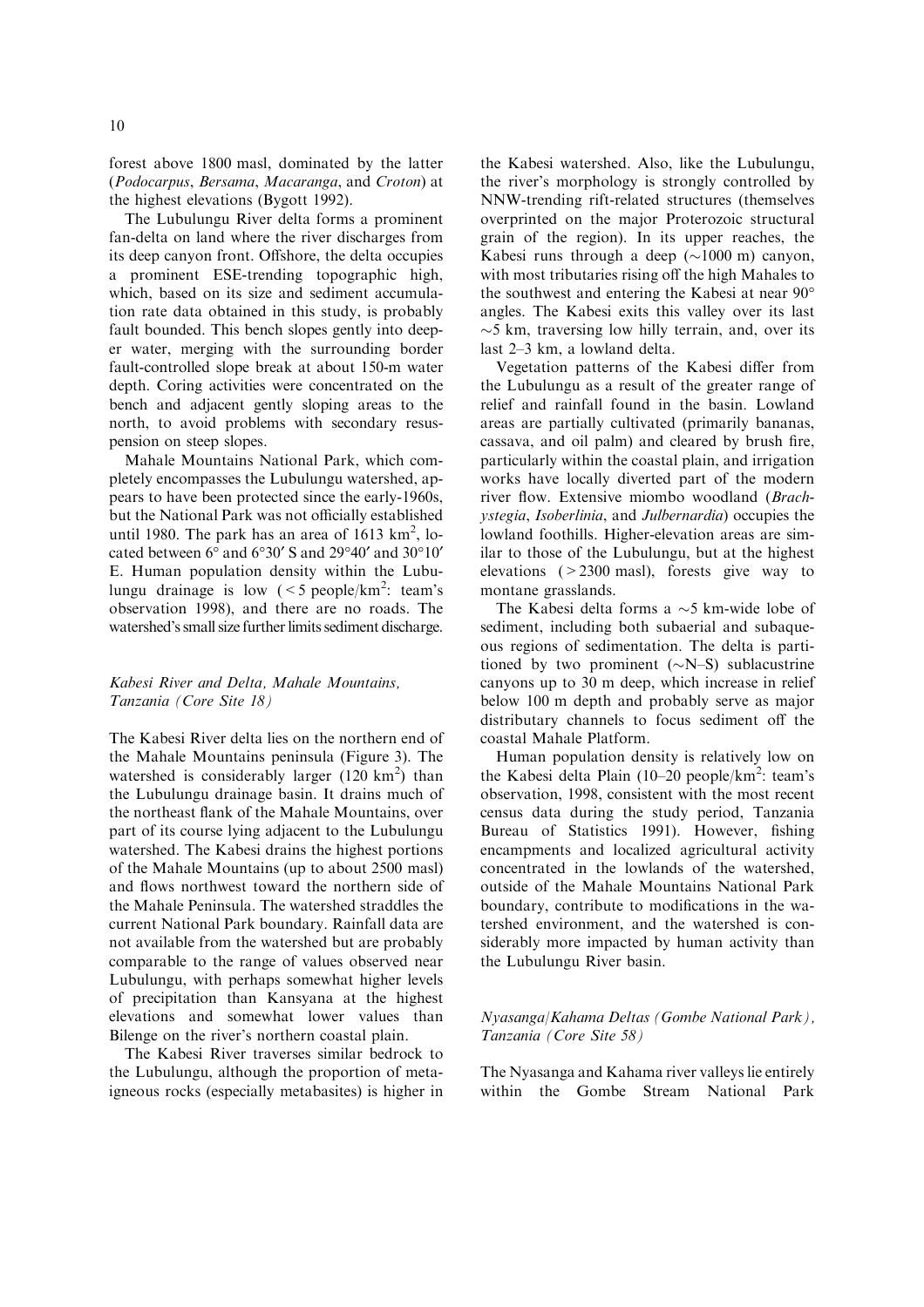forest above 1800 masl, dominated by the latter (*Podocarpus*, *Bersama*, *Macaranga*, and *Croton*) at the highest elevations (Bygott 1992).

The Lubulungu River delta forms a prominent fan-delta on land where the river discharges from its deep canyon front. Offshore, the delta occupies a prominent ESE-trending topographic high, which, based on its size and sediment accumulation rate data obtained in this study, is probably fault bounded. This bench slopes gently into deeper water, merging with the surrounding border fault-controlled slope break at about 150-m water depth. Coring activities were concentrated on the bench and adjacent gently sloping areas to the north, to avoid problems with secondary resuspension on steep slopes.

Mahale Mountains National Park, which completely encompasses the Lubulungu watershed, appears to have been protected since the early-1960s, but the National Park was not officially established until 1980. The park has an area of 1613 $km^2$, located between 6° and 6°30′ S and 29°40′ and 30°10′ E. Human population density within the Lubulungu drainage is low ($<5$ people/$km^2$: team's observation 1998), and there are no roads. The watershed's small size further limits sediment discharge.

### *Kabesi River and Delta, Mahale Mountains, Tanzania (Core Site 18)*

The Kabesi River delta lies on the northern end of the Mahale Mountains peninsula (Figure 3). The watershed is considerably larger (120 $km^2$) than the Lubulungu drainage basin. It drains much of the northeast flank of the Mahale Mountains, over part of its course lying adjacent to the Lubulungu watershed. The Kabesi drains the highest portions of the Mahale Mountains (up to about 2500 masl) and flows northwest toward the northern side of the Mahale Peninsula. The watershed straddles the current National Park boundary. Rainfall data are not available from the watershed but are probably comparable to the range of values observed near Lubulungu, with perhaps somewhat higher levels of precipitation than Kansyana at the highest elevations and somewhat lower values than Bilenge on the river's northern coastal plain.

The Kabesi River traverses similar bedrock to the Lubulungu, although the proportion of meta-igneous rocks (especially metabasites) is higher in the Kabesi watershed. Also, like the Lubulungu, the river's morphology is strongly controlled by NNW-trending rift-related structures (themselves overprinted on the major Proterozoic structural grain of the region). In its upper reaches, the Kabesi runs through a deep (~1000 m) canyon, with most tributaries rising off the high Mahales to the southwest and entering the Kabesi at near 90° angles. The Kabesi exits this valley over its last ~5 km, traversing low hilly terrain, and, over its last 2–3 km, a lowland delta.

Vegetation patterns of the Kabesi differ from the Lubulungu as a result of the greater range of relief and rainfall found in the basin. Lowland areas are partially cultivated (primarily bananas, cassava, and oil palm) and cleared by brush fire, particularly within the coastal plain, and irrigation works have locally diverted part of the modern river flow. Extensive miombo woodland (*Brachystegia*, *Isoberlinia*, and *Julbernardia*) occupies the lowland foothills. Higher-elevation areas are similar to those of the Lubulungu, but at the highest elevations ($>2300$ masl), forests give way to montane grasslands.

The Kabesi delta forms a ~5 km-wide lobe of sediment, including both subaerial and subaqueous regions of sedimentation. The delta is partitioned by two prominent (~N–S) sublacustrine canyons up to 30 m deep, which increase in relief below 100 m depth and probably serve as major distributary channels to focus sediment off the coastal Mahale Platform.

Human population density is relatively low on the Kabesi delta Plain (10–20 people/$km^2$: team's observation, 1998, consistent with the most recent census data during the study period, Tanzania Bureau of Statistics 1991). However, fishing encampments and localized agricultural activity concentrated in the lowlands of the watershed, outside of the Mahale Mountains National Park boundary, contribute to modifications in the watershed environment, and the watershed is considerably more impacted by human activity than the Lubulungu River basin.

### *Nyasanga/Kahama Deltas (Gombe National Park), Tanzania (Core Site 58)*

The Nyasanga and Kahama river valleys lie entirely within the Gombe Stream National Park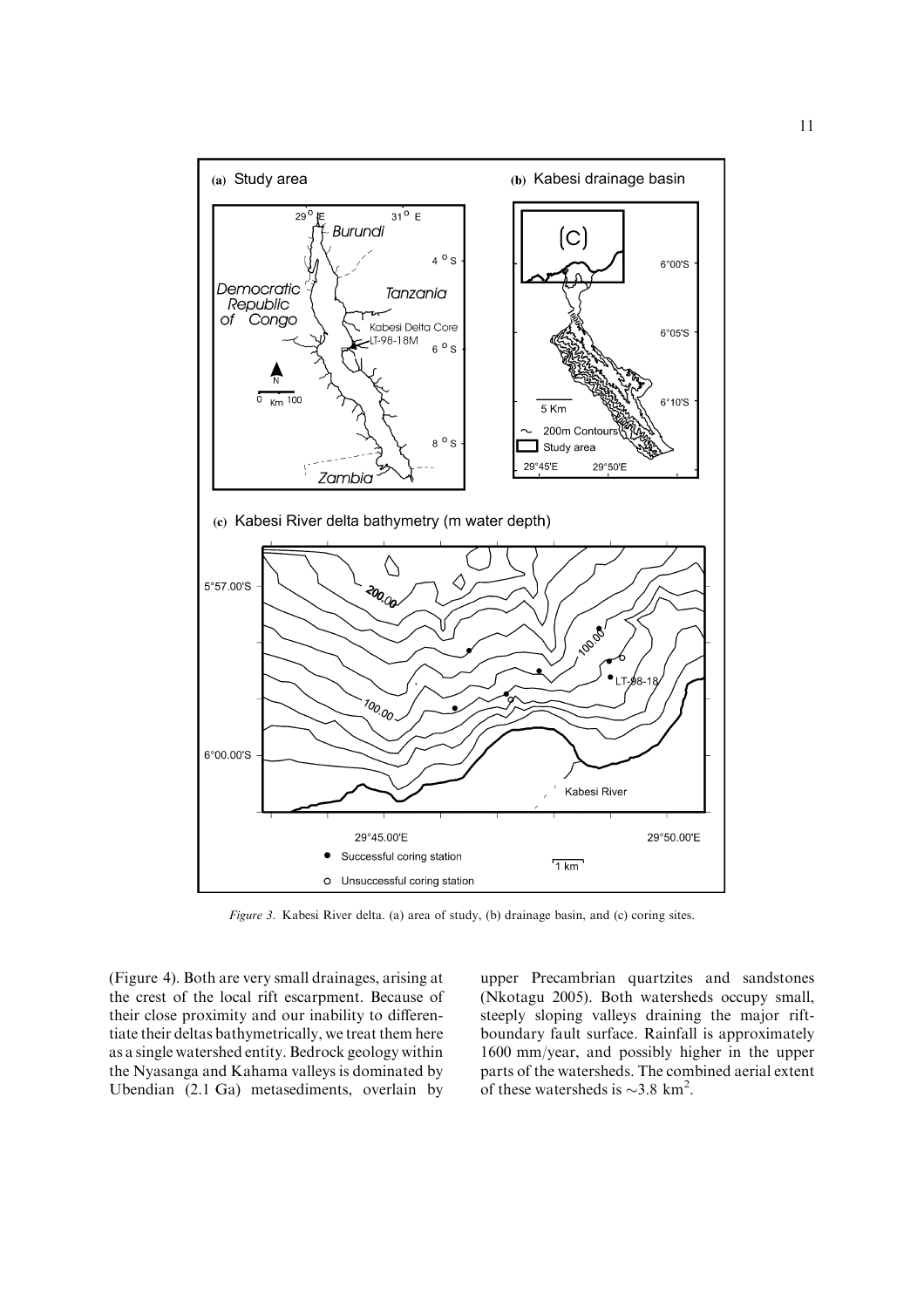*Figure 3.* Kabesi River delta. (a) area of study, (b) drainage basin, and (c) coring sites.

(Figure 4). Both are very small drainages, arising at the crest of the local rift escarpment. Because of their close proximity and our inability to differentiate their deltas bathymetrically, we treat them here as a single watershed entity. Bedrock geology within the Nyasanga and Kahama valleys is dominated by Ubendian (2.1 Ga) metasediments, overlain by upper Precambrian quartzites and sandstones (Nkotagu 2005). Both watersheds occupy small, steeply sloping valleys draining the major rift-boundary fault surface. Rainfall is approximately 1600 mm/year, and possibly higher in the upper parts of the watersheds. The combined aerial extent of these watersheds is $\sim$3.8 km$^2$.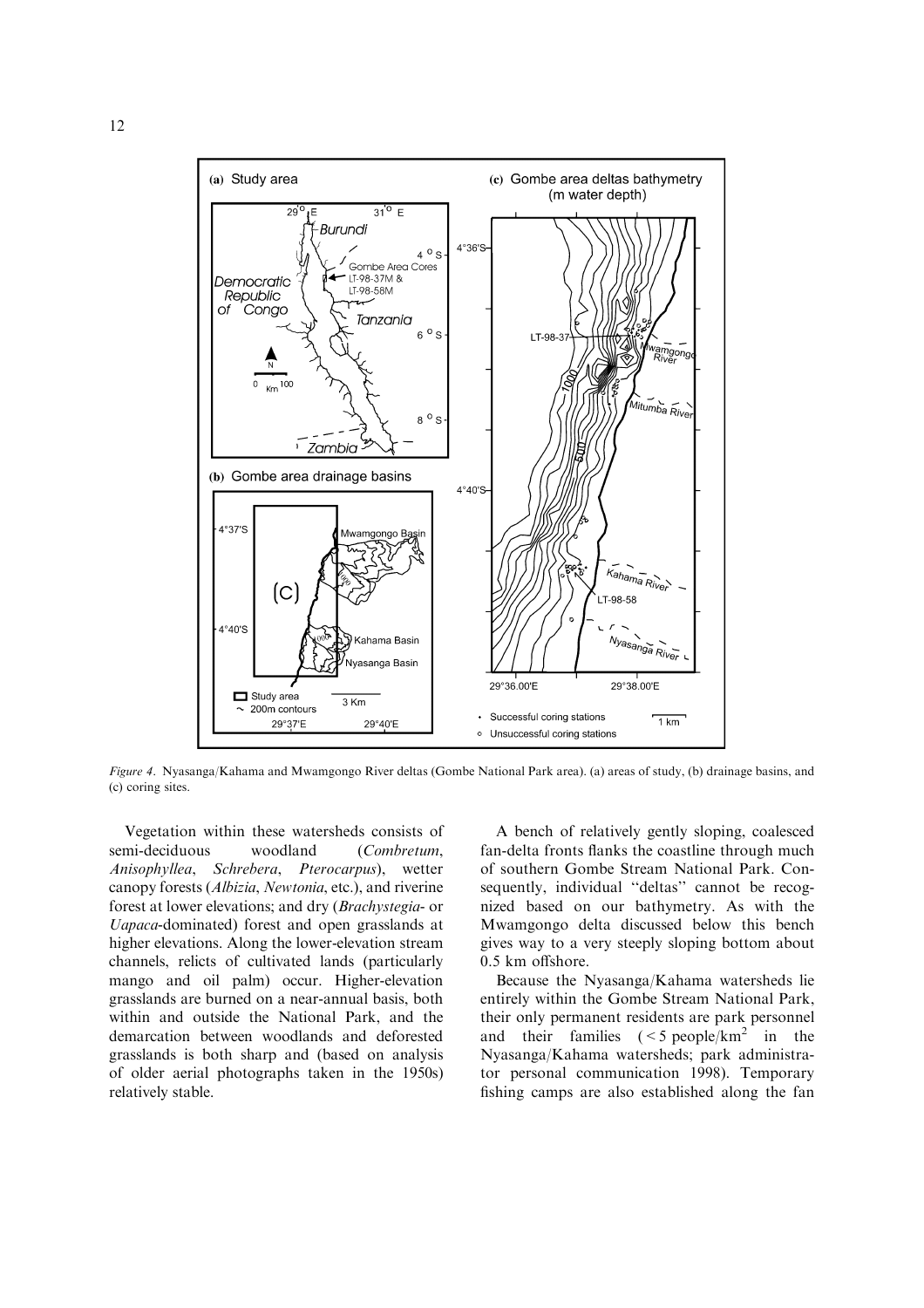*Figure 4*. Nyasanga/Kahama and Mwamgongo River deltas (Gombe National Park area). (a) areas of study, (b) drainage basins, and (c) coring sites.

Vegetation within these watersheds consists of semi-deciduous woodland (*Combretum*, *Anisophyllea*, *Schrebera*, *Pterocarpus*), wetter canopy forests (*Albizia*, *Newtonia*, etc.), and riverine forest at lower elevations; and dry (*Brachystegia*- or *Uapaca*-dominated) forest and open grasslands at higher elevations. Along the lower-elevation stream channels, relicts of cultivated lands (particularly mango and oil palm) occur. Higher-elevation grasslands are burned on a near-annual basis, both within and outside the National Park, and the demarcation between woodlands and deforested grasslands is both sharp and (based on analysis of older aerial photographs taken in the 1950s) relatively stable.

A bench of relatively gently sloping, coalesced fan-delta fronts flanks the coastline through much of southern Gombe Stream National Park. Consequently, individual ''deltas'' cannot be recognized based on our bathymetry. As with the Mwamgongo delta discussed below this bench gives way to a very steeply sloping bottom about 0.5 km offshore.

Because the Nyasanga/Kahama watersheds lie entirely within the Gombe Stream National Park, their only permanent residents are park personnel and their families ($<5$ people/km$^2$ in the Nyasanga/Kahama watersheds; park administrator personal communication 1998). Temporary fishing camps are also established along the fan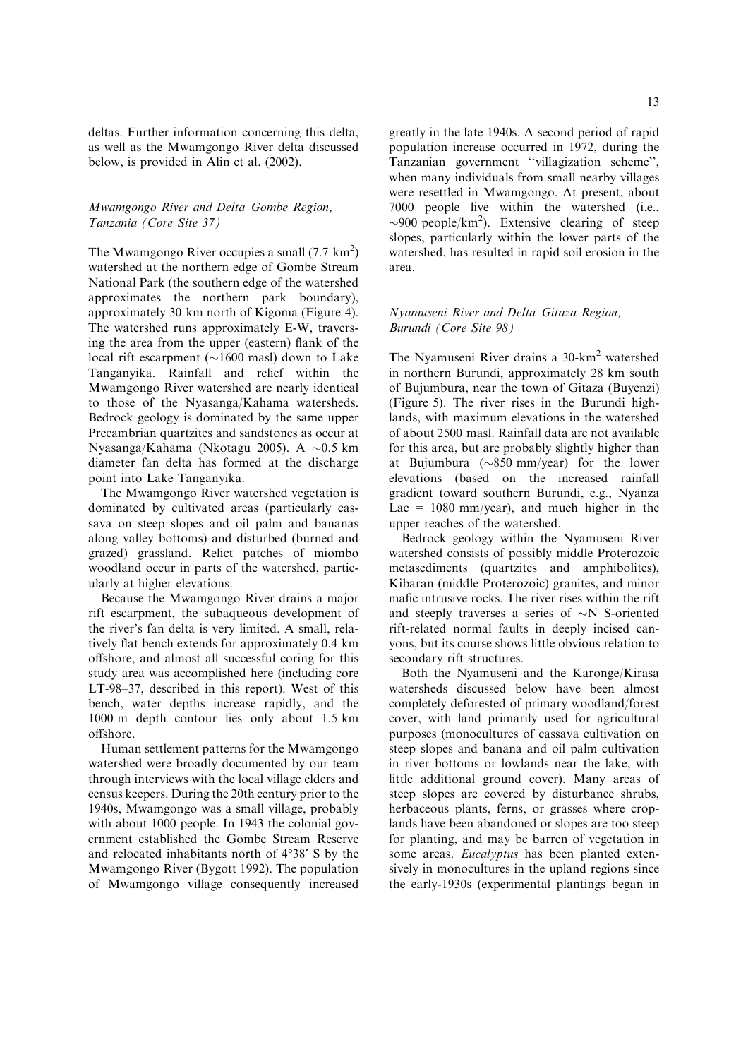deltas. Further information concerning this delta, as well as the Mwamgongo River delta discussed below, is provided in Alin et al. (2002).

### *Mwamgongo River and Delta–Gombe Region, Tanzania (Core Site 37)*

The Mwamgongo River occupies a small (7.7 $km^2$) watershed at the northern edge of Gombe Stream National Park (the southern edge of the watershed approximates the northern park boundary), approximately 30 km north of Kigoma (Figure 4). The watershed runs approximately E-W, traversing the area from the upper (eastern) flank of the local rift escarpment (~1600 masl) down to Lake Tanganyika. Rainfall and relief within the Mwamgongo River watershed are nearly identical to those of the Nyasanga/Kahama watersheds. Bedrock geology is dominated by the same upper Precambrian quartzites and sandstones as occur at Nyasanga/Kahama (Nkotagu 2005). A ~0.5 km diameter fan delta has formed at the discharge point into Lake Tanganyika.

The Mwamgongo River watershed vegetation is dominated by cultivated areas (particularly cassava on steep slopes and oil palm and bananas along valley bottoms) and disturbed (burned and grazed) grassland. Relict patches of miombo woodland occur in parts of the watershed, particularly at higher elevations.

Because the Mwamgongo River drains a major rift escarpment, the subaqueous development of the river's fan delta is very limited. A small, relatively flat bench extends for approximately 0.4 km offshore, and almost all successful coring for this study area was accomplished here (including core LT-98–37, described in this report). West of this bench, water depths increase rapidly, and the 1000 m depth contour lies only about 1.5 km offshore.

Human settlement patterns for the Mwamgongo watershed were broadly documented by our team through interviews with the local village elders and census keepers. During the 20th century prior to the 1940s, Mwamgongo was a small village, probably with about 1000 people. In 1943 the colonial government established the Gombe Stream Reserve and relocated inhabitants north of 4°38′ S by the Mwamgongo River (Bygott 1992). The population of Mwamgongo village consequently increased greatly in the late 1940s. A second period of rapid population increase occurred in 1972, during the Tanzanian government "villagization scheme", when many individuals from small nearby villages were resettled in Mwamgongo. At present, about 7000 people live within the watershed (i.e., ~900 people/$km^2$). Extensive clearing of steep slopes, particularly within the lower parts of the watershed, has resulted in rapid soil erosion in the area.

### *Nyamuseni River and Delta–Gitaza Region, Burundi (Core Site 98)*

The Nyamuseni River drains a 30-$km^2$ watershed in northern Burundi, approximately 28 km south of Bujumbura, near the town of Gitaza (Buyenzi) (Figure 5). The river rises in the Burundi highlands, with maximum elevations in the watershed of about 2500 masl. Rainfall data are not available for this area, but are probably slightly higher than at Bujumbura (~850 mm/year) for the lower elevations (based on the increased rainfall gradient toward southern Burundi, e.g., Nyanza Lac = 1080 mm/year), and much higher in the upper reaches of the watershed.

Bedrock geology within the Nyamuseni River watershed consists of possibly middle Proterozoic metasediments (quartzites and amphibolites), Kibaran (middle Proterozoic) granites, and minor mafic intrusive rocks. The river rises within the rift and steeply traverses a series of ~N–S-oriented rift-related normal faults in deeply incised canyons, but its course shows little obvious relation to secondary rift structures.

Both the Nyamuseni and the Karonge/Kirasa watersheds discussed below have been almost completely deforested of primary woodland/forest cover, with land primarily used for agricultural purposes (monocultures of cassava cultivation on steep slopes and banana and oil palm cultivation in river bottoms or lowlands near the lake, with little additional ground cover). Many areas of steep slopes are covered by disturbance shrubs, herbaceous plants, ferns, or grasses where croplands have been abandoned or slopes are too steep for planting, and may be barren of vegetation in some areas. *Eucalyptus* has been planted extensively in monocultures in the upland regions since the early-1930s (experimental plantings began in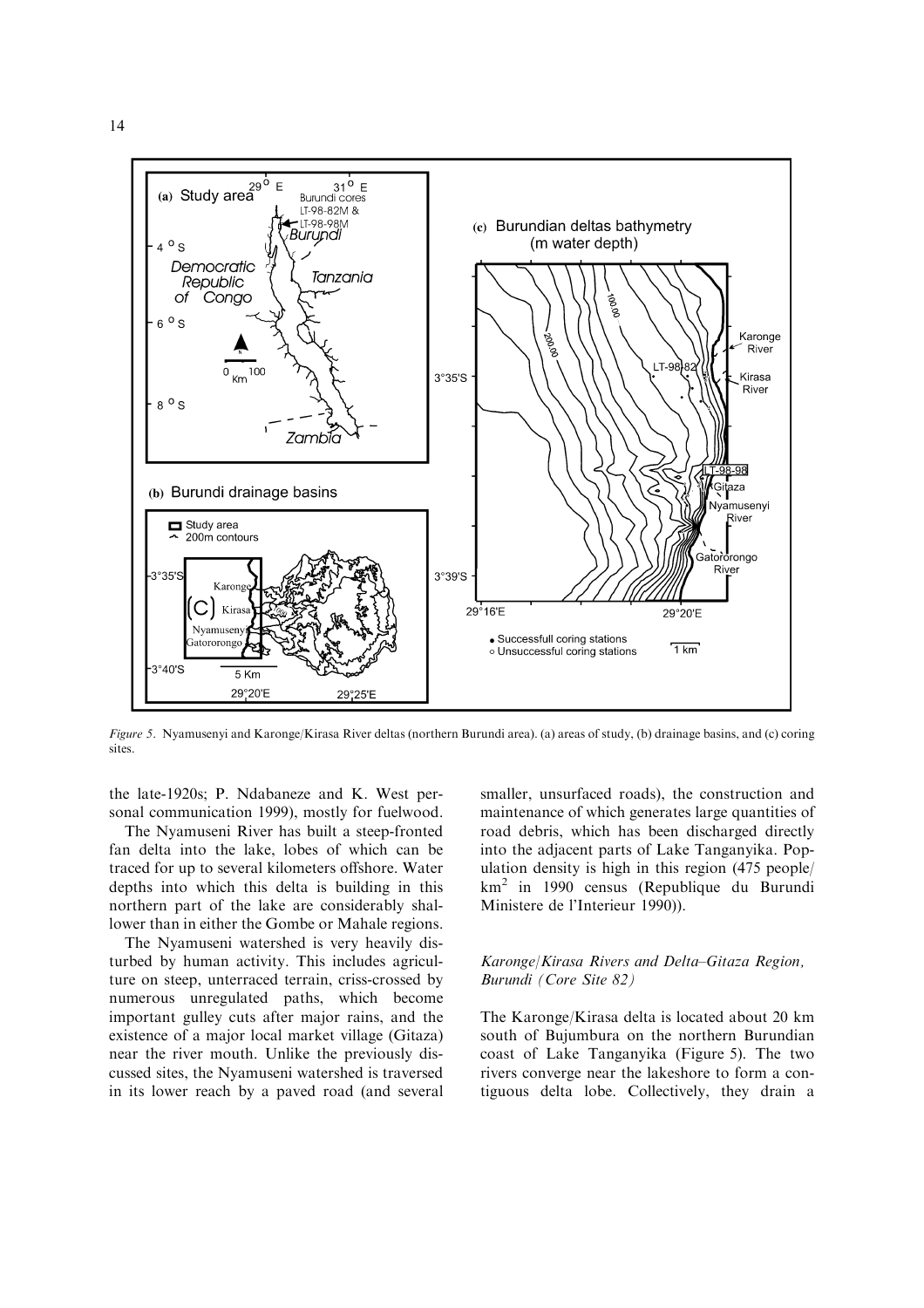*Figure 5*. Nyamusenyi and Karonge/Kirasa River deltas (northern Burundi area). (a) areas of study, (b) drainage basins, and (c) coring sites.

the late-1920s; P. Ndabaneze and K. West personal communication 1999), mostly for fuelwood.

The Nyamuseni River has built a steep-fronted fan delta into the lake, lobes of which can be traced for up to several kilometers offshore. Water depths into which this delta is building in this northern part of the lake are considerably shallower than in either the Gombe or Mahale regions.

The Nyamuseni watershed is very heavily disturbed by human activity. This includes agriculture on steep, unterraced terrain, criss-crossed by numerous unregulated paths, which become important gulley cuts after major rains, and the existence of a major local market village (Gitaza) near the river mouth. Unlike the previously discussed sites, the Nyamuseni watershed is traversed in its lower reach by a paved road (and several smaller, unsurfaced roads), the construction and maintenance of which generates large quantities of road debris, which has been discharged directly into the adjacent parts of Lake Tanganyika. Population density is high in this region (475 people/km$^2$ in 1990 census (Republique du Burundi Ministere de l'Interieur 1990)).

### *Karonge/Kirasa Rivers and Delta–Gitaza Region, Burundi (Core Site 82)*

The Karonge/Kirasa delta is located about 20 km south of Bujumbura on the northern Burundian coast of Lake Tanganyika (Figure 5). The two rivers converge near the lakeshore to form a contiguous delta lobe. Collectively, they drain a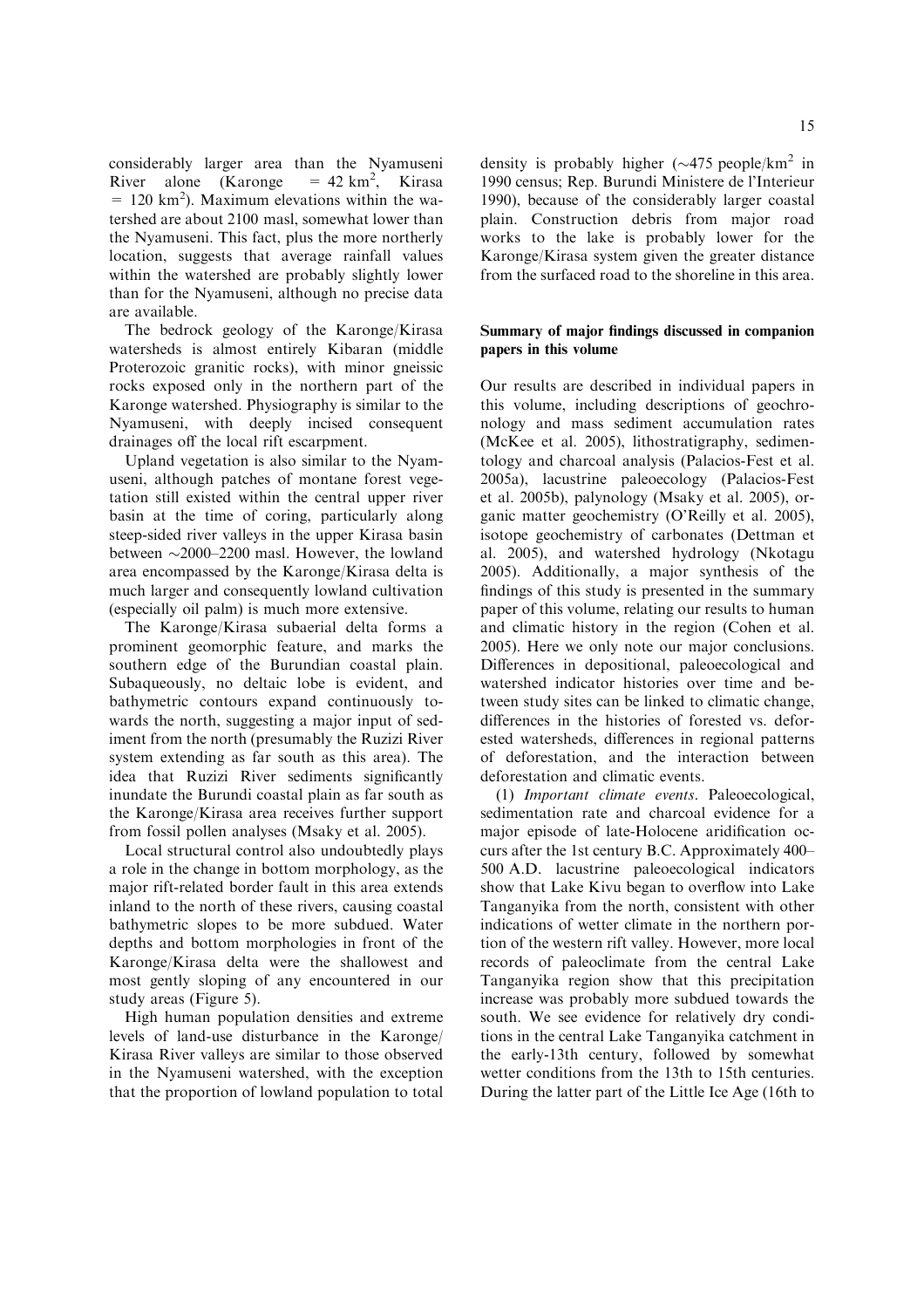considerably larger area than the Nyamuseni River alone (Karonge = 42 km$^2$, Kirasa = 120 km$^2$). Maximum elevations within the watershed are about 2100 masl, somewhat lower than the Nyamuseni. This fact, plus the more northerly location, suggests that average rainfall values within the watershed are probably slightly lower than for the Nyamuseni, although no precise data are available.

The bedrock geology of the Karonge/Kirasa watersheds is almost entirely Kibaran (middle Proterozoic granitic rocks), with minor gneissic rocks exposed only in the northern part of the Karonge watershed. Physiography is similar to the Nyamuseni, with deeply incised consequent drainages off the local rift escarpment.

Upland vegetation is also similar to the Nyamuseni, although patches of montane forest vegetation still existed within the central upper river basin at the time of coring, particularly along steep-sided river valleys in the upper Kirasa basin between ~2000–2200 masl. However, the lowland area encompassed by the Karonge/Kirasa delta is much larger and consequently lowland cultivation (especially oil palm) is much more extensive.

The Karonge/Kirasa subaerial delta forms a prominent geomorphic feature, and marks the southern edge of the Burundian coastal plain. Subaqueously, no deltaic lobe is evident, and bathymetric contours expand continuously towards the north, suggesting a major input of sediment from the north (presumably the Ruzizi River system extending as far south as this area). The idea that Ruzizi River sediments significantly inundate the Burundi coastal plain as far south as the Karonge/Kirasa area receives further support from fossil pollen analyses (Msaky et al. 2005).

Local structural control also undoubtedly plays a role in the change in bottom morphology, as the major rift-related border fault in this area extends inland to the north of these rivers, causing coastal bathymetric slopes to be more subdued. Water depths and bottom morphologies in front of the Karonge/Kirasa delta were the shallowest and most gently sloping of any encountered in our study areas (Figure 5).

High human population densities and extreme levels of land-use disturbance in the Karonge/Kirasa River valleys are similar to those observed in the Nyamuseni watershed, with the exception that the proportion of lowland population to total density is probably higher (~475 people/km$^2$ in 1990 census; Rep. Burundi Ministere de l'Interieur 1990), because of the considerably larger coastal plain. Construction debris from major road works to the lake is probably lower for the Karonge/Kirasa system given the greater distance from the surfaced road to the shoreline in this area.

## Summary of major findings discussed in companion papers in this volume

Our results are described in individual papers in this volume, including descriptions of geochronology and mass sediment accumulation rates (McKee et al. 2005), lithostratigraphy, sedimentology and charcoal analysis (Palacios-Fest et al. 2005a), lacustrine paleoecology (Palacios-Fest et al. 2005b), palynology (Msaky et al. 2005), organic matter geochemistry (O'Reilly et al. 2005), isotope geochemistry of carbonates (Dettman et al. 2005), and watershed hydrology (Nkotagu 2005). Additionally, a major synthesis of the findings of this study is presented in the summary paper of this volume, relating our results to human and climatic history in the region (Cohen et al. 2005). Here we only note our major conclusions. Differences in depositional, paleoecological and watershed indicator histories over time and between study sites can be linked to climatic change, differences in the histories of forested vs. deforested watersheds, differences in regional patterns of deforestation, and the interaction between deforestation and climatic events.

(1) *Important climate events*. Paleoecological, sedimentation rate and charcoal evidence for a major episode of late-Holocene aridification occurs after the 1st century B.C. Approximately 400–500 A.D. lacustrine paleoecological indicators show that Lake Kivu began to overflow into Lake Tanganyika from the north, consistent with other indications of wetter climate in the northern portion of the western rift valley. However, more local records of paleoclimate from the central Lake Tanganyika region show that this precipitation increase was probably more subdued towards the south. We see evidence for relatively dry conditions in the central Lake Tanganyika catchment in the early-13th century, followed by somewhat wetter conditions from the 13th to 15th centuries. During the latter part of the Little Ice Age (16th to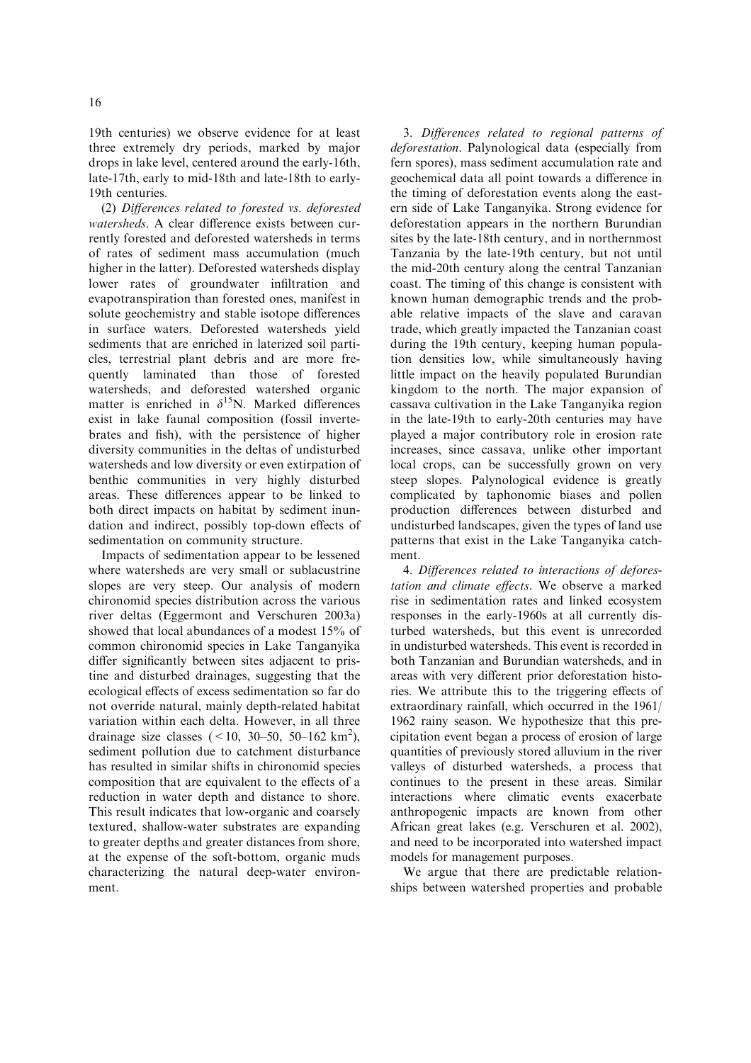19th centuries) we observe evidence for at least three extremely dry periods, marked by major drops in lake level, centered around the early-16th, late-17th, early to mid-18th and late-18th to early-19th centuries.

(2) *Differences related to forested vs. deforested watersheds*. A clear difference exists between currently forested and deforested watersheds in terms of rates of sediment mass accumulation (much higher in the latter). Deforested watersheds display lower rates of groundwater infiltration and evapotranspiration than forested ones, manifest in solute geochemistry and stable isotope differences in surface waters. Deforested watersheds yield sediments that are enriched in laterized soil particles, terrestrial plant debris and are more frequently laminated than those of forested watersheds, and deforested watershed organic matter is enriched in $\delta^{15}N$. Marked differences exist in lake faunal composition (fossil invertebrates and fish), with the persistence of higher diversity communities in the deltas of undisturbed watersheds and low diversity or even extirpation of benthic communities in very highly disturbed areas. These differences appear to be linked to both direct impacts on habitat by sediment inundation and indirect, possibly top-down effects of sedimentation on community structure.

Impacts of sedimentation appear to be lessened where watersheds are very small or sublacustrine slopes are very steep. Our analysis of modern chironomid species distribution across the various river deltas (Eggermont and Verschuren 2003a) showed that local abundances of a modest 15% of common chironomid species in Lake Tanganyika differ significantly between sites adjacent to pristine and disturbed drainages, suggesting that the ecological effects of excess sedimentation so far do not override natural, mainly depth-related habitat variation within each delta. However, in all three drainage size classes ($<10$, 30–50, 50–162 km$^2$), sediment pollution due to catchment disturbance has resulted in similar shifts in chironomid species composition that are equivalent to the effects of a reduction in water depth and distance to shore. This result indicates that low-organic and coarsely textured, shallow-water substrates are expanding to greater depths and greater distances from shore, at the expense of the soft-bottom, organic muds characterizing the natural deep-water environment.

3. *Differences related to regional patterns of deforestation*. Palynological data (especially from fern spores), mass sediment accumulation rate and geochemical data all point towards a difference in the timing of deforestation events along the eastern side of Lake Tanganyika. Strong evidence for deforestation appears in the northern Burundian sites by the late-18th century, and in northernmost Tanzania by the late-19th century, but not until the mid-20th century along the central Tanzanian coast. The timing of this change is consistent with known human demographic trends and the probable relative impacts of the slave and caravan trade, which greatly impacted the Tanzanian coast during the 19th century, keeping human population densities low, while simultaneously having little impact on the heavily populated Burundian kingdom to the north. The major expansion of cassava cultivation in the Lake Tanganyika region in the late-19th to early-20th centuries may have played a major contributory role in erosion rate increases, since cassava, unlike other important local crops, can be successfully grown on very steep slopes. Palynological evidence is greatly complicated by taphonomic biases and pollen production differences between disturbed and undisturbed landscapes, given the types of land use patterns that exist in the Lake Tanganyika catchment.

4. *Differences related to interactions of deforestation and climate effects*. We observe a marked rise in sedimentation rates and linked ecosystem responses in the early-1960s at all currently disturbed watersheds, but this event is unrecorded in undisturbed watersheds. This event is recorded in both Tanzanian and Burundian watersheds, and in areas with very different prior deforestation histories. We attribute this to the triggering effects of extraordinary rainfall, which occurred in the 1961/1962 rainy season. We hypothesize that this precipitation event began a process of erosion of large quantities of previously stored alluvium in the river valleys of disturbed watersheds, a process that continues to the present in these areas. Similar interactions where climatic events exacerbate anthropogenic impacts are known from other African great lakes (e.g. Verschuren et al. 2002), and need to be incorporated into watershed impact models for management purposes.

We argue that there are predictable relationships between watershed properties and probable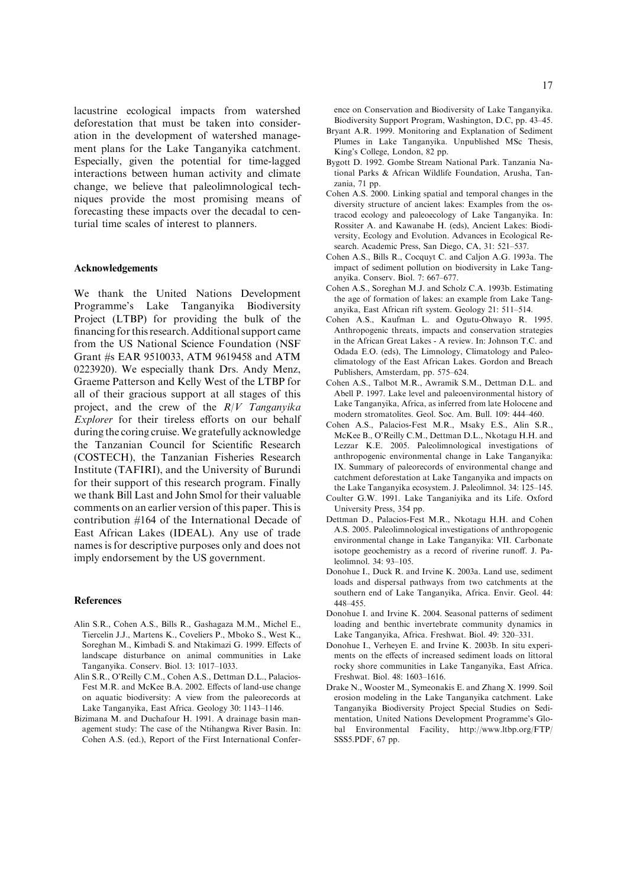lacustrine ecological impacts from watershed deforestation that must be taken into consideration in the development of watershed management plans for the Lake Tanganyika catchment. Especially, given the potential for time-lagged interactions between human activity and climate change, we believe that paleolimnological techniques provide the most promising means of forecasting these impacts over the decadal to centurial time scales of interest to planners.

## Acknowledgements

We thank the United Nations Development Programme's Lake Tanganyika Biodiversity Project (LTBP) for providing the bulk of the financing for this research. Additional support came from the US National Science Foundation (NSF Grant #s EAR 9510033, ATM 9619458 and ATM 0223920). We especially thank Drs. Andy Menz, Graeme Patterson and Kelly West of the LTBP for all of their gracious support at all stages of this project, and the crew of the *R/V Tanganyika Explorer* for their tireless efforts on our behalf during the coring cruise. We gratefully acknowledge the Tanzanian Council for Scientific Research (COSTECH), the Tanzanian Fisheries Research Institute (TAFIRI), and the University of Burundi for their support of this research program. Finally we thank Bill Last and John Smol for their valuable comments on an earlier version of this paper. This is contribution #164 of the International Decade of East African Lakes (IDEAL). Any use of trade names is for descriptive purposes only and does not imply endorsement by the US government.

## References

Alin S.R., Cohen A.S., Bills R., Gashagaza M.M., Michel E., Tiercelin J.J., Martens K., Coveliers P., Mboko S., West K., Soreghan M., Kimbadi S. and Ntakimazi G. 1999. Effects of landscape disturbance on animal communities in Lake Tanganyika. Conserv. Biol. 13: 1017–1033.

Alin S.R., O'Reilly C.M., Cohen A.S., Dettman D.L., Palacios-Fest M.R. and McKee B.A. 2002. Effects of land-use change on aquatic biodiversity: A view from the paleorecords at Lake Tanganyika, East Africa. Geology 30: 1143–1146.

Bizimana M. and Duchafour H. 1991. A drainage basin management study: The case of the Ntihangwa River Basin. In: Cohen A.S. (ed.), Report of the First International Conference on Conservation and Biodiversity of Lake Tanganyika. Biodiversity Support Program, Washington, D.C, pp. 43–45.

Bryant A.R. 1999. Monitoring and Explanation of Sediment Plumes in Lake Tanganyika. Unpublished MSc Thesis, King's College, London, 82 pp.

Bygott D. 1992. Gombe Stream National Park. Tanzania National Parks & African Wildlife Foundation, Arusha, Tanzania, 71 pp.

Cohen A.S. 2000. Linking spatial and temporal changes in the diversity structure of ancient lakes: Examples from the ostracod ecology and paleoecology of Lake Tanganyika. In: Rossiter A. and Kawanabe H. (eds), Ancient Lakes: Biodiversity, Ecology and Evolution. Advances in Ecological Research. Academic Press, San Diego, CA, 31: 521–537.

Cohen A.S., Bills R., Cocquyt C. and Caljon A.G. 1993a. The impact of sediment pollution on biodiversity in Lake Tanganyika. Conserv. Biol. 7: 667–677.

Cohen A.S., Soreghan M.J. and Scholz C.A. 1993b. Estimating the age of formation of lakes: an example from Lake Tanganyika, East African rift system. Geology 21: 511–514.

Cohen A.S., Kaufman L. and Ogutu-Ohwayo R. 1995. Anthropogenic threats, impacts and conservation strategies in the African Great Lakes - A review. In: Johnson T.C. and Odada E.O. (eds), The Limnology, Climatology and Paleoclimatology of the East African Lakes. Gordon and Breach Publishers, Amsterdam, pp. 575–624.

Cohen A.S., Talbot M.R., Awramik S.M., Dettman D.L. and Abell P. 1997. Lake level and paleoenvironmental history of Lake Tanganyika, Africa, as inferred from late Holocene and modern stromatolites. Geol. Soc. Am. Bull. 109: 444–460.

Cohen A.S., Palacios-Fest M.R., Msaky E.S., Alin S.R., McKee B., O'Reilly C.M., Dettman D.L., Nkotagu H.H. and Lezzar K.E. 2005. Paleolimnological investigations of anthropogenic environmental change in Lake Tanganyika: IX. Summary of paleorecords of environmental change and catchment deforestation at Lake Tanganyika and impacts on the Lake Tanganyika ecosystem. J. Paleolimnol. 34: 125–145.

Coulter G.W. 1991. Lake Tanganiyika and its Life. Oxford University Press, 354 pp.

Dettman D., Palacios-Fest M.R., Nkotagu H.H. and Cohen A.S. 2005. Paleolimnological investigations of anthropogenic environmental change in Lake Tanganyika: VII. Carbonate isotope geochemistry as a record of riverine runoff. J. Paleolimnol. 34: 93–105.

Donohue I., Duck R. and Irvine K. 2003a. Land use, sediment loads and dispersal pathways from two catchments at the southern end of Lake Tanganyika, Africa. Envir. Geol. 44: 448–455.

Donohue I. and Irvine K. 2004. Seasonal patterns of sediment loading and benthic invertebrate community dynamics in Lake Tanganyika, Africa. Freshwat. Biol. 49: 320–331.

Donohue I., Verheyen E. and Irvine K. 2003b. In situ experiments on the effects of increased sediment loads on littoral rocky shore communities in Lake Tanganyika, East Africa. Freshwat. Biol. 48: 1603–1616.

Drake N., Wooster M., Symeonakis E. and Zhang X. 1999. Soil erosion modeling in the Lake Tanganyika catchment. Lake Tanganyika Biodiversity Project Special Studies on Sedimentation, United Nations Development Programme's Global Environmental Facility, http://www.ltbp.org/FTP/SSS5.PDF, 67 pp.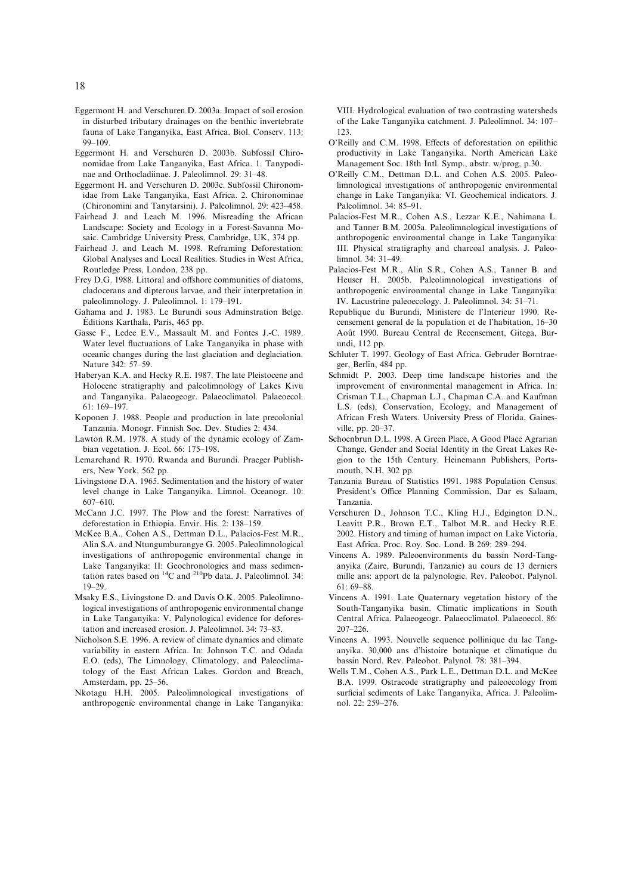Eggermont H. and Verschuren D. 2003a. Impact of soil erosion in disturbed tributary drainages on the benthic invertebrate fauna of Lake Tanganyika, East Africa. Biol. Conserv. 113: 99–109.

Eggermont H. and Verschuren D. 2003b. Subfossil Chironomidae from Lake Tanganyika, East Africa. 1. Tanypodinae and Orthocladiinae. J. Paleolimnol. 29: 31–48.

Eggermont H. and Verschuren D. 2003c. Subfossil Chironomidae from Lake Tanganyika, East Africa. 2. Chironominae (Chironomini and Tanytarsini). J. Paleolimnol. 29: 423–458.

Fairhead J. and Leach M. 1996. Misreading the African Landscape: Society and Ecology in a Forest-Savanna Mosaic. Cambridge University Press, Cambridge, UK, 374 pp.

Fairhead J. and Leach M. 1998. Reframing Deforestation: Global Analyses and Local Realities. Studies in West Africa, Routledge Press, London, 238 pp.

Frey D.G. 1988. Littoral and offshore communities of diatoms, cladocerans and dipterous larvae, and their interpretation in paleolimnology. J. Paleolimnol. 1: 179–191.

Gahama and J. 1983. Le Burundi sous Adminstration Belge. Éditions Karthala, Paris, 465 pp.

Gasse F., Ledee E.V., Massault M. and Fontes J.-C. 1989. Water level fluctuations of Lake Tanganyika in phase with oceanic changes during the last glaciation and deglaciation. Nature 342: 57–59.

Haberyan K.A. and Hecky R.E. 1987. The late Pleistocene and Holocene stratigraphy and paleolimnology of Lakes Kivu and Tanganyika. Palaeogeogr. Palaeoclimatol. Palaeoecol. 61: 169–197.

Koponen J. 1988. People and production in late precolonial Tanzania. Monogr. Finnish Soc. Dev. Studies 2: 434.

Lawton R.M. 1978. A study of the dynamic ecology of Zambian vegetation. J. Ecol. 66: 175–198.

Lemarchand R. 1970. Rwanda and Burundi. Praeger Publishers, New York, 562 pp.

Livingstone D.A. 1965. Sedimentation and the history of water level change in Lake Tanganyika. Limnol. Oceanogr. 10: 607–610.

McCann J.C. 1997. The Plow and the forest: Narratives of deforestation in Ethiopia. Envir. His. 2: 138–159.

McKee B.A., Cohen A.S., Dettman D.L., Palacios-Fest M.R., Alin S.A. and Ntungumburangye G. 2005. Paleolimnological investigations of anthropogenic environmental change in Lake Tanganyika: II: Geochronologies and mass sedimentation rates based on $^{14}C$ and $^{210}Pb$ data. J. Paleolimnol. 34: 19–29.

Msaky E.S., Livingstone D. and Davis O.K. 2005. Paleolimnological investigations of anthropogenic environmental change in Lake Tanganyika: V. Palynological evidence for deforestation and increased erosion. J. Paleolimnol. 34: 73–83.

Nicholson S.E. 1996. A review of climate dynamics and climate variability in eastern Africa. In: Johnson T.C. and Odada E.O. (eds), The Limnology, Climatology, and Paleoclimatology of the East African Lakes. Gordon and Breach, Amsterdam, pp. 25–56.

Nkotagu H.H. 2005. Paleolimnological investigations of anthropogenic environmental change in Lake Tanganyika: VIII. Hydrological evaluation of two contrasting watersheds of the Lake Tanganyika catchment. J. Paleolimnol. 34: 107–123.

O'Reilly and C.M. 1998. Effects of deforestation on epilithic productivity in Lake Tanganyika. North American Lake Management Soc. 18th Intl. Symp., abstr. w/prog, p.30.

O'Reilly C.M., Dettman D.L. and Cohen A.S. 2005. Paleolimnological investigations of anthropogenic environmental change in Lake Tanganyika: VI. Geochemical indicators. J. Paleolimnol. 34: 85–91.

Palacios-Fest M.R., Cohen A.S., Lezzar K.E., Nahimana L. and Tanner B.M. 2005a. Paleolimnological investigations of anthropogenic environmental change in Lake Tanganyika: III. Physical stratigraphy and charcoal analysis. J. Paleolimnol. 34: 31–49.

Palacios-Fest M.R., Alin S.R., Cohen A.S., Tanner B. and Heuser H. 2005b. Paleolimnological investigations of anthropogenic environmental change in Lake Tanganyika: IV. Lacustrine paleoecology. J. Paleolimnol. 34: 51–71.

Republique du Burundi, Ministere de l'Interieur 1990. Recensement general de la population et de l'habitation, 16–30 Août 1990. Bureau Central de Recensement, Gitega, Burundi, 112 pp.

Schluter T. 1997. Geology of East Africa. Gebruder Borntraeger, Berlin, 484 pp.

Schmidt P. 2003. Deep time landscape histories and the improvement of environmental management in Africa. In: Crisman T.L., Chapman L.J., Chapman C.A. and Kaufman L.S. (eds), Conservation, Ecology, and Management of African Fresh Waters. University Press of Florida, Gainesville, pp. 20–37.

Schoenbrun D.L. 1998. A Green Place, A Good Place Agrarian Change, Gender and Social Identity in the Great Lakes Region to the 15th Century. Heinemann Publishers, Portsmouth, N.H, 302 pp.

Tanzania Bureau of Statistics 1991. 1988 Population Census. President's Office Planning Commission, Dar es Salaam, Tanzania.

Verschuren D., Johnson T.C., Kling H.J., Edgington D.N., Leavitt P.R., Brown E.T., Talbot M.R. and Hecky R.E. 2002. History and timing of human impact on Lake Victoria, East Africa. Proc. Roy. Soc. Lond. B 269: 289–294.

Vincens A. 1989. Paleoenvironments du bassin Nord-Tanganyika (Zaire, Burundi, Tanzanie) au cours de 13 derniers mille ans: apport de la palynologie. Rev. Paleobot. Palynol. 61: 69–88.

Vincens A. 1991. Late Quaternary vegetation history of the South-Tanganyika basin. Climatic implications in South Central Africa. Palaeogeogr. Palaeoclimatol. Palaeoecol. 86: 207–226.

Vincens A. 1993. Nouvelle sequence pollinique du lac Tanganyika. 30,000 ans d'histoire botanique et climatique du bassin Nord. Rev. Paleobot. Palynol. 78: 381–394.

Wells T.M., Cohen A.S., Park L.E., Dettman D.L. and McKee B.A. 1999. Ostracode stratigraphy and paleoecology from surficial sediments of Lake Tanganyika, Africa. J. Paleolimnol. 22: 259–276.